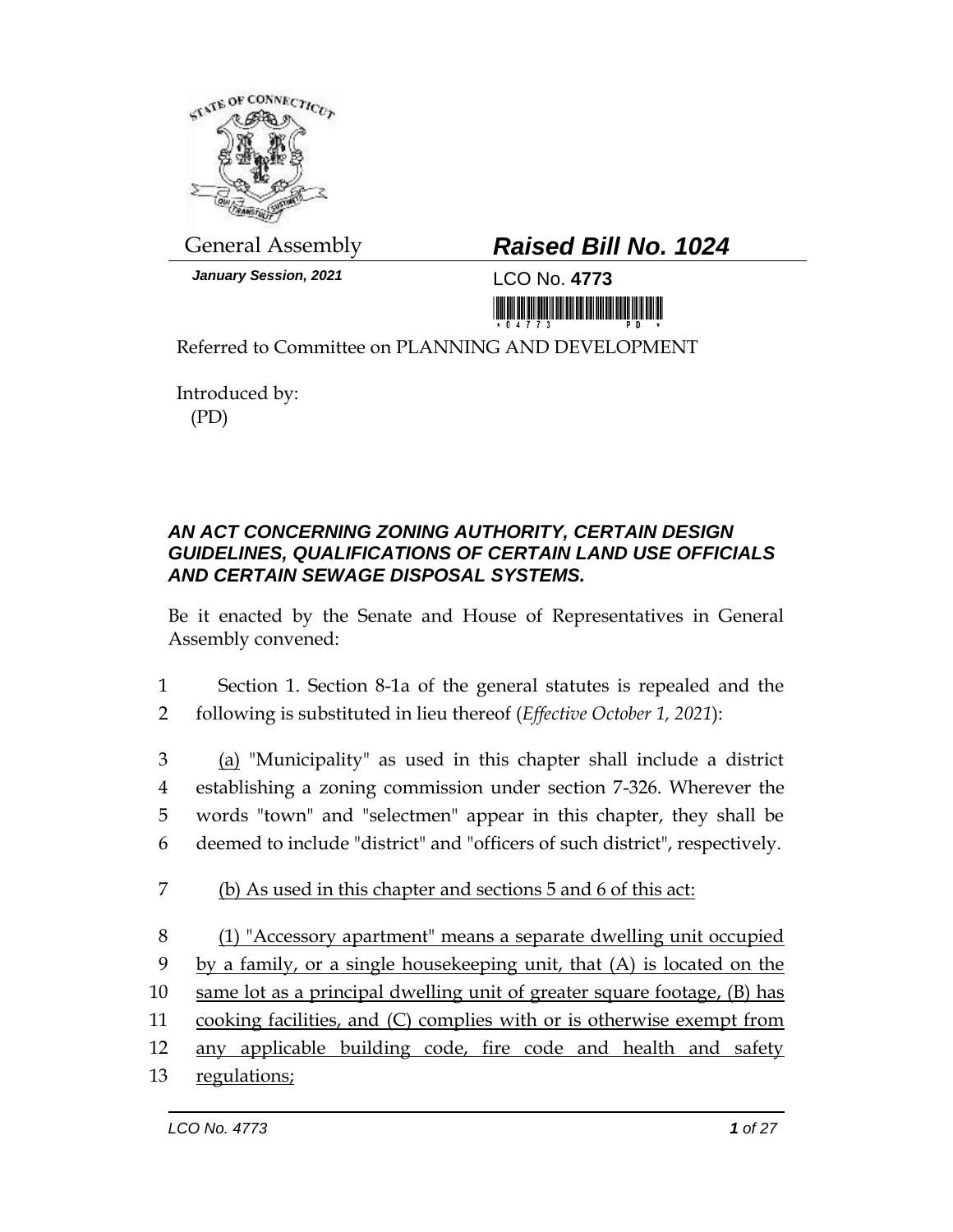General Assembly

**Raised Bill No. 1024**

***January Session, 2021***

LCO No. **4773**

Referred to Committee on PLANNING AND DEVELOPMENT

Introduced by:
(PD)

***AN ACT CONCERNING ZONING AUTHORITY, CERTAIN DESIGN GUIDELINES, QUALIFICATIONS OF CERTAIN LAND USE OFFICIALS AND CERTAIN SEWAGE DISPOSAL SYSTEMS.***

Be it enacted by the Senate and House of Representatives in General Assembly convened:

1 Section 1. Section 8-1a of the general statutes is repealed and the
2 following is substituted in lieu thereof (*Effective October 1, 2021*):

3 <u>(a)</u> "Municipality" as used in this chapter shall include a district
4 establishing a zoning commission under section 7-326. Wherever the
5 words "town" and "selectmen" appear in this chapter, they shall be
6 deemed to include "district" and "officers of such district", respectively.

7 <u>(b) As used in this chapter and sections 5 and 6 of this act:</u>

8 <u>(1) "Accessory apartment" means a separate dwelling unit occupied</u>
9 <u>by a family, or a single housekeeping unit, that (A) is located on the</u>
10 <u>same lot as a principal dwelling unit of greater square footage, (B) has</u>
11 <u>cooking facilities, and (C) complies with or is otherwise exempt from</u>
12 <u>any applicable building code, fire code and health and safety</u>
13 <u>regulations;</u>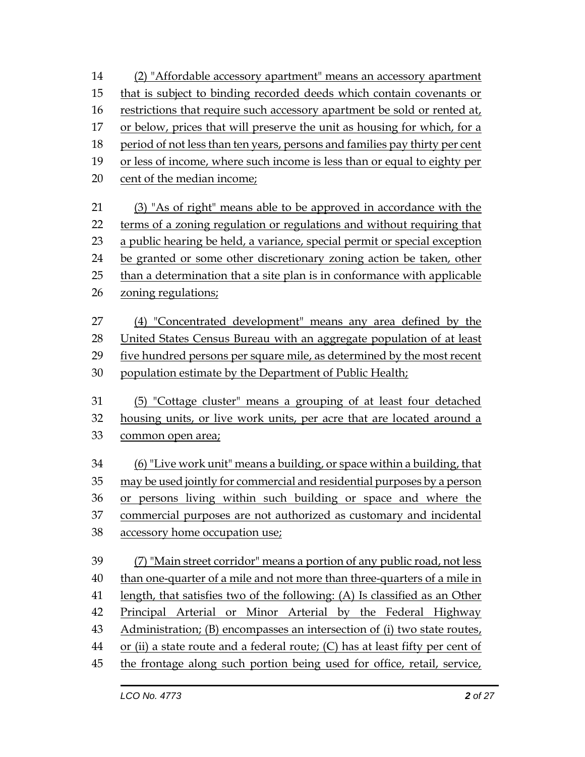(2) "Affordable accessory apartment" means an accessory apartment that is subject to binding recorded deeds which contain covenants or restrictions that require such accessory apartment be sold or rented at, or below, prices that will preserve the unit as housing for which, for a period of not less than ten years, persons and families pay thirty per cent or less of income, where such income is less than or equal to eighty per cent of the median income;

(3) "As of right" means able to be approved in accordance with the terms of a zoning regulation or regulations and without requiring that a public hearing be held, a variance, special permit or special exception be granted or some other discretionary zoning action be taken, other than a determination that a site plan is in conformance with applicable zoning regulations;

(4) "Concentrated development" means any area defined by the United States Census Bureau with an aggregate population of at least five hundred persons per square mile, as determined by the most recent population estimate by the Department of Public Health;

(5) "Cottage cluster" means a grouping of at least four detached housing units, or live work units, per acre that are located around a common open area;

(6) "Live work unit" means a building, or space within a building, that may be used jointly for commercial and residential purposes by a person or persons living within such building or space and where the commercial purposes are not authorized as customary and incidental accessory home occupation use;

(7) "Main street corridor" means a portion of any public road, not less than one-quarter of a mile and not more than three-quarters of a mile in length, that satisfies two of the following: (A) Is classified as an Other Principal Arterial or Minor Arterial by the Federal Highway Administration; (B) encompasses an intersection of (i) two state routes, or (ii) a state route and a federal route; (C) has at least fifty per cent of the frontage along such portion being used for office, retail, service,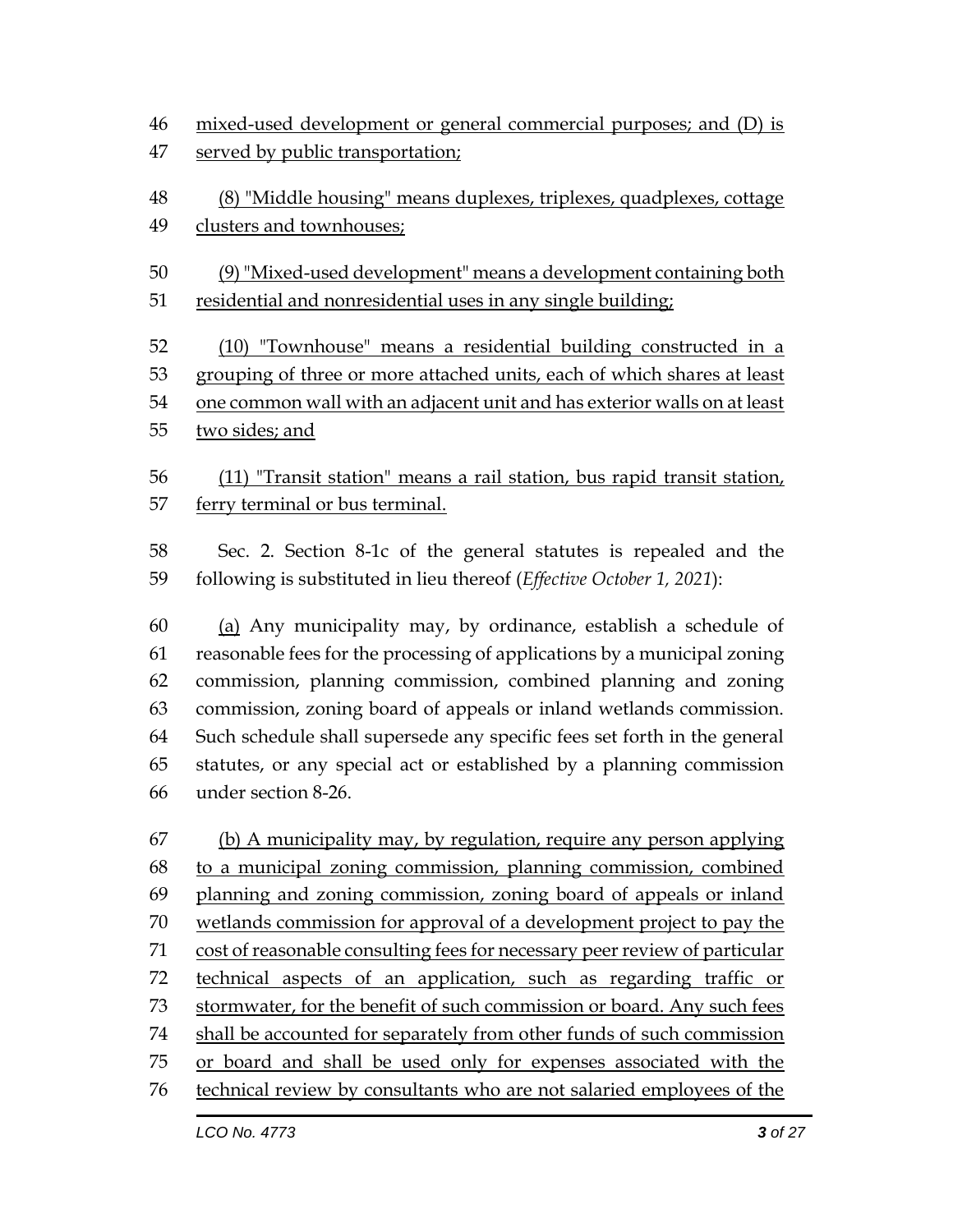mixed-used development or general commercial purposes; and (D) is served by public transportation;

(8) "Middle housing" means duplexes, triplexes, quadplexes, cottage clusters and townhouses;

(9) "Mixed-used development" means a development containing both residential and nonresidential uses in any single building;

(10) "Townhouse" means a residential building constructed in a grouping of three or more attached units, each of which shares at least one common wall with an adjacent unit and has exterior walls on at least two sides; and

(11) "Transit station" means a rail station, bus rapid transit station, ferry terminal or bus terminal.

Sec. 2. Section 8-1c of the general statutes is repealed and the following is substituted in lieu thereof (*Effective October 1, 2021*):

(a) Any municipality may, by ordinance, establish a schedule of reasonable fees for the processing of applications by a municipal zoning commission, planning commission, combined planning and zoning commission, zoning board of appeals or inland wetlands commission. Such schedule shall supersede any specific fees set forth in the general statutes, or any special act or established by a planning commission under section 8-26.

(b) A municipality may, by regulation, require any person applying to a municipal zoning commission, planning commission, combined planning and zoning commission, zoning board of appeals or inland wetlands commission for approval of a development project to pay the cost of reasonable consulting fees for necessary peer review of particular technical aspects of an application, such as regarding traffic or stormwater, for the benefit of such commission or board. Any such fees shall be accounted for separately from other funds of such commission or board and shall be used only for expenses associated with the technical review by consultants who are not salaried employees of the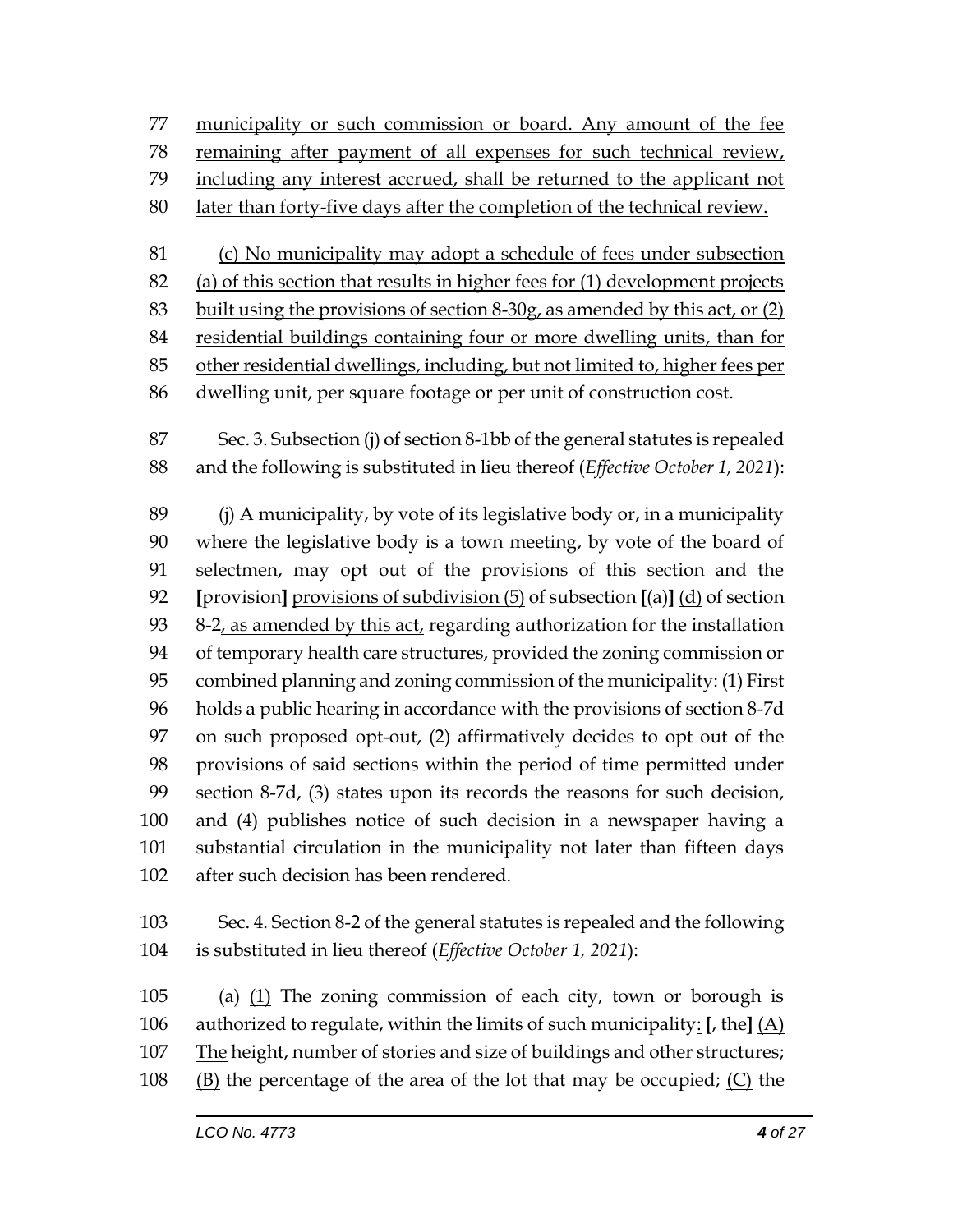77 <u>municipality or such commission or board. Any amount of the fee</u>
78 <u>remaining after payment of all expenses for such technical review,</u>
79 <u>including any interest accrued, shall be returned to the applicant not</u>
80 <u>later than forty-five days after the completion of the technical review.</u>

81 <u>(c) No municipality may adopt a schedule of fees under subsection</u>
82 <u>(a) of this section that results in higher fees for (1) development projects</u>
83 <u>built using the provisions of section 8-30g, as amended by this act, or (2)</u>
84 <u>residential buildings containing four or more dwelling units, than for</u>
85 <u>other residential dwellings, including, but not limited to, higher fees per</u>
86 <u>dwelling unit, per square footage or per unit of construction cost.</u>

87 Sec. 3. Subsection (j) of section 8-1bb of the general statutes is repealed
88 and the following is substituted in lieu thereof (*Effective October 1, 2021*):

89 (j) A municipality, by vote of its legislative body or, in a municipality
90 where the legislative body is a town meeting, by vote of the board of
91 selectmen, may opt out of the provisions of this section and the
92 **[**provision**]** <u>provisions of subdivision (5)</u> of subsection **[**(a)**]** <u>(d)</u> of section
93 8-2<u>, as amended by this act,</u> regarding authorization for the installation
94 of temporary health care structures, provided the zoning commission or
95 combined planning and zoning commission of the municipality: (1) First
96 holds a public hearing in accordance with the provisions of section 8-7d
97 on such proposed opt-out, (2) affirmatively decides to opt out of the
98 provisions of said sections within the period of time permitted under
99 section 8-7d, (3) states upon its records the reasons for such decision,
100 and (4) publishes notice of such decision in a newspaper having a
101 substantial circulation in the municipality not later than fifteen days
102 after such decision has been rendered.

103 Sec. 4. Section 8-2 of the general statutes is repealed and the following
104 is substituted in lieu thereof (*Effective October 1, 2021*):

105 (a) <u>(1)</u> The zoning commission of each city, town or borough is
106 authorized to regulate, within the limits of such municipality<u>:</u> **[**, the**]** <u>(A)</u>
107 <u>The</u> height, number of stories and size of buildings and other structures;
108 <u>(B)</u> the percentage of the area of the lot that may be occupied; <u>(C)</u> the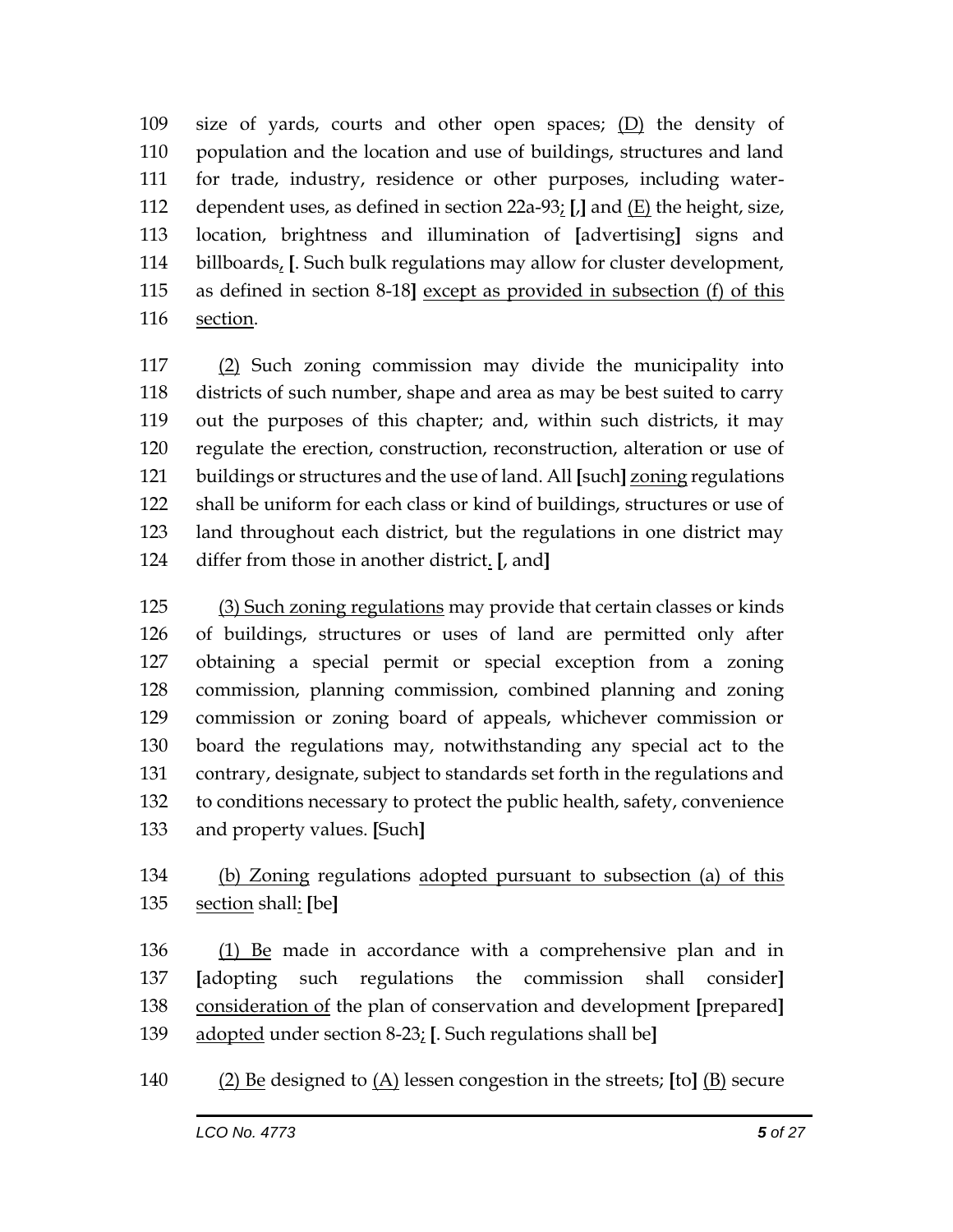109 size of yards, courts and other open spaces; (D) the density of
110 population and the location and use of buildings, structures and land
111 for trade, industry, residence or other purposes, including water-
112 dependent uses, as defined in section 22a-93; [,] and (E) the height, size,
113 location, brightness and illumination of [advertising] signs and
114 billboards, [. Such bulk regulations may allow for cluster development,
115 as defined in section 8-18] except as provided in subsection (f) of this
116 section.

117 (2) Such zoning commission may divide the municipality into
118 districts of such number, shape and area as may be best suited to carry
119 out the purposes of this chapter; and, within such districts, it may
120 regulate the erection, construction, reconstruction, alteration or use of
121 buildings or structures and the use of land. All [such] zoning regulations
122 shall be uniform for each class or kind of buildings, structures or use of
123 land throughout each district, but the regulations in one district may
124 differ from those in another district. [, and]

125 (3) Such zoning regulations may provide that certain classes or kinds
126 of buildings, structures or uses of land are permitted only after
127 obtaining a special permit or special exception from a zoning
128 commission, planning commission, combined planning and zoning
129 commission or zoning board of appeals, whichever commission or
130 board the regulations may, notwithstanding any special act to the
131 contrary, designate, subject to standards set forth in the regulations and
132 to conditions necessary to protect the public health, safety, convenience
133 and property values. [Such]

134 (b) Zoning regulations adopted pursuant to subsection (a) of this
135 section shall: [be]

136 (1) Be made in accordance with a comprehensive plan and in
137 [adopting such regulations the commission shall consider]
138 consideration of the plan of conservation and development [prepared]
139 adopted under section 8-23; [. Such regulations shall be]

140 (2) Be designed to (A) lessen congestion in the streets; [to] (B) secure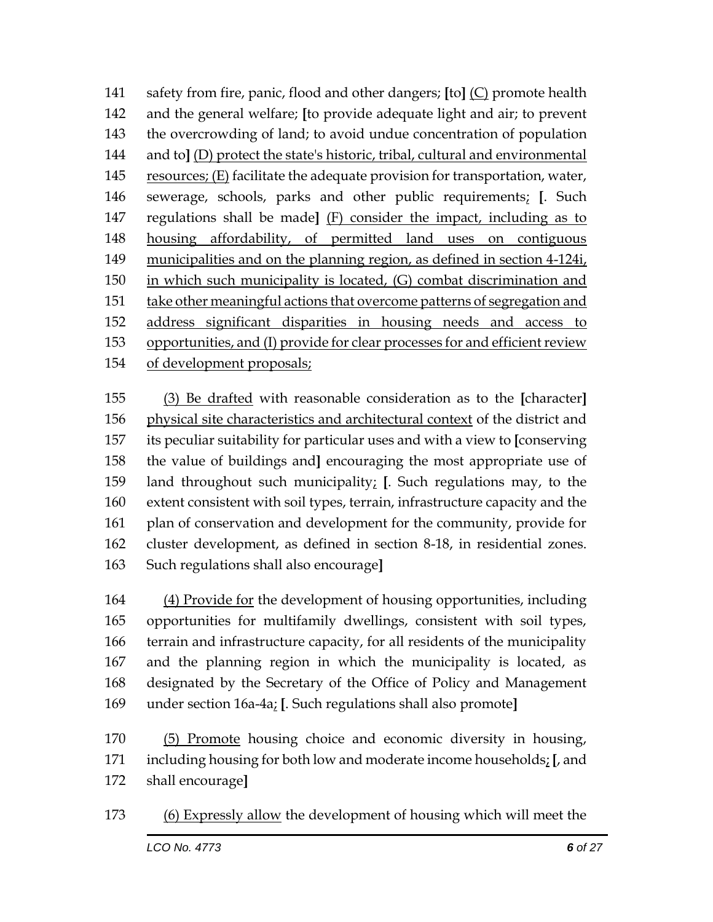141 safety from fire, panic, flood and other dangers; [to] <u>(C)</u> promote health
142 and the general welfare; [to provide adequate light and air; to prevent
143 the overcrowding of land; to avoid undue concentration of population
144 and to] <u>(D) protect the state's historic, tribal, cultural and environmental</u>
145 <u>resources; (E)</u> facilitate the adequate provision for transportation, water,
146 sewerage, schools, parks and other public requirements<u>;</u> [. Such
147 regulations shall be made] <u>(F) consider the impact, including as to</u>
148 <u>housing affordability, of permitted land uses on contiguous</u>
149 <u>municipalities and on the planning region, as defined in section 4-124i,</u>
150 <u>in which such municipality is located, (G) combat discrimination and</u>
151 <u>take other meaningful actions that overcome patterns of segregation and</u>
152 <u>address significant disparities in housing needs and access to</u>
153 <u>opportunities, and (I) provide for clear processes for and efficient review</u>
154 <u>of development proposals;</u>

155 <u>(3) Be drafted</u> with reasonable consideration as to the [character]
156 <u>physical site characteristics and architectural context</u> of the district and
157 its peculiar suitability for particular uses and with a view to [conserving
158 the value of buildings and] encouraging the most appropriate use of
159 land throughout such municipality<u>;</u> [. Such regulations may, to the
160 extent consistent with soil types, terrain, infrastructure capacity and the
161 plan of conservation and development for the community, provide for
162 cluster development, as defined in section 8-18, in residential zones.
163 Such regulations shall also encourage]

164 <u>(4) Provide for</u> the development of housing opportunities, including
165 opportunities for multifamily dwellings, consistent with soil types,
166 terrain and infrastructure capacity, for all residents of the municipality
167 and the planning region in which the municipality is located, as
168 designated by the Secretary of the Office of Policy and Management
169 under section 16a-4a<u>;</u> [. Such regulations shall also promote]

170 <u>(5) Promote</u> housing choice and economic diversity in housing,
171 including housing for both low and moderate income households<u>;</u> [, and
172 shall encourage]

173 <u>(6) Expressly allow</u> the development of housing which will meet the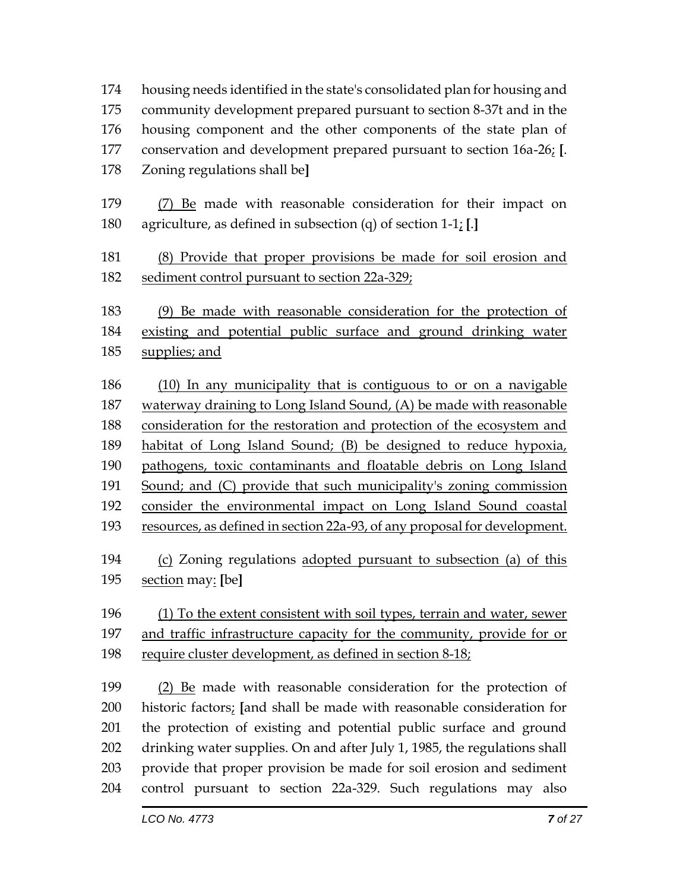174 housing needs identified in the state's consolidated plan for housing and
175 community development prepared pursuant to section 8-37t and in the
176 housing component and the other components of the state plan of
177 conservation and development prepared pursuant to section 16a-26; [.
178 Zoning regulations shall be]

179 (7) Be made with reasonable consideration for their impact on
180 agriculture, as defined in subsection (q) of section 1-1; [.]

181 (8) Provide that proper provisions be made for soil erosion and
182 sediment control pursuant to section 22a-329;

183 (9) Be made with reasonable consideration for the protection of
184 existing and potential public surface and ground drinking water
185 supplies; and

186 (10) In any municipality that is contiguous to or on a navigable
187 waterway draining to Long Island Sound, (A) be made with reasonable
188 consideration for the restoration and protection of the ecosystem and
189 habitat of Long Island Sound; (B) be designed to reduce hypoxia,
190 pathogens, toxic contaminants and floatable debris on Long Island
191 Sound; and (C) provide that such municipality's zoning commission
192 consider the environmental impact on Long Island Sound coastal
193 resources, as defined in section 22a-93, of any proposal for development.

194 (c) Zoning regulations adopted pursuant to subsection (a) of this
195 section may: [be]

196 (1) To the extent consistent with soil types, terrain and water, sewer
197 and traffic infrastructure capacity for the community, provide for or
198 require cluster development, as defined in section 8-18;

199 (2) Be made with reasonable consideration for the protection of
200 historic factors; [and shall be made with reasonable consideration for
201 the protection of existing and potential public surface and ground
202 drinking water supplies. On and after July 1, 1985, the regulations shall
203 provide that proper provision be made for soil erosion and sediment
204 control pursuant to section 22a-329. Such regulations may also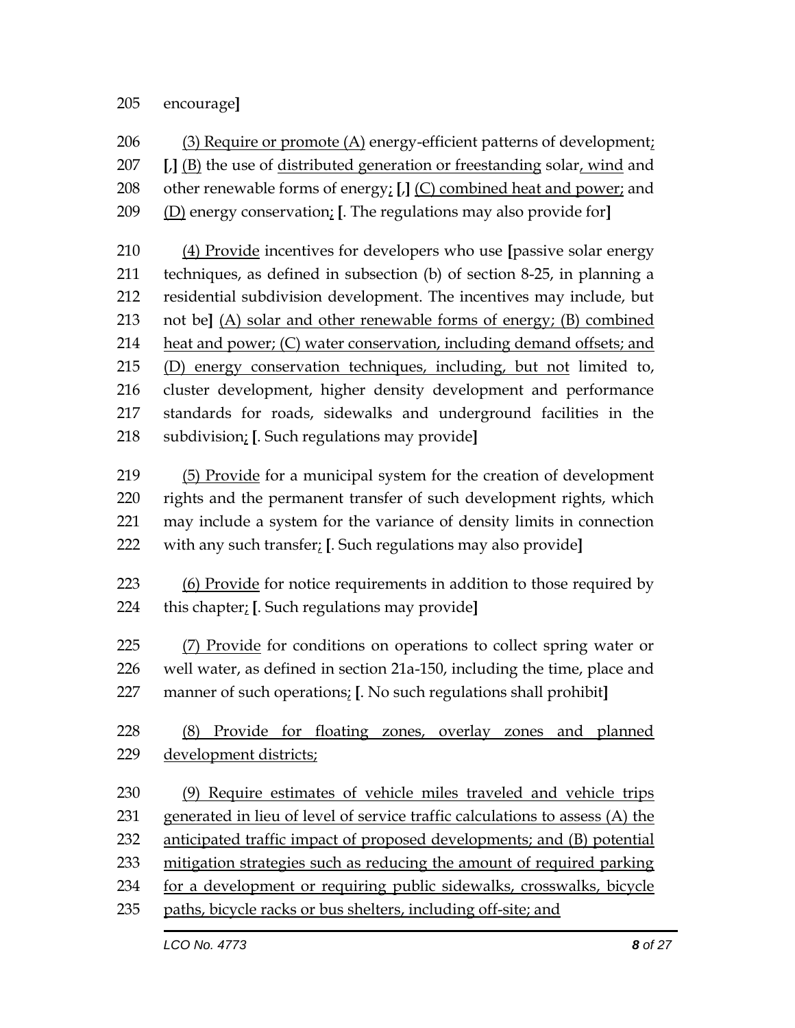205 encourage]

206 (3) Require or promote (A) energy-efficient patterns of development;
207 [,] (B) the use of distributed generation or freestanding solar, wind and
208 other renewable forms of energy; [,] (C) combined heat and power; and
209 (D) energy conservation; [. The regulations may also provide for]

210 (4) Provide incentives for developers who use [passive solar energy
211 techniques, as defined in subsection (b) of section 8-25, in planning a
212 residential subdivision development. The incentives may include, but
213 not be] (A) solar and other renewable forms of energy; (B) combined
214 heat and power; (C) water conservation, including demand offsets; and
215 (D) energy conservation techniques, including, but not limited to,
216 cluster development, higher density development and performance
217 standards for roads, sidewalks and underground facilities in the
218 subdivision; [. Such regulations may provide]

219 (5) Provide for a municipal system for the creation of development
220 rights and the permanent transfer of such development rights, which
221 may include a system for the variance of density limits in connection
222 with any such transfer; [. Such regulations may also provide]

223 (6) Provide for notice requirements in addition to those required by
224 this chapter; [. Such regulations may provide]

225 (7) Provide for conditions on operations to collect spring water or
226 well water, as defined in section 21a-150, including the time, place and
227 manner of such operations; [. No such regulations shall prohibit]

228 (8) Provide for floating zones, overlay zones and planned
229 development districts;

230 (9) Require estimates of vehicle miles traveled and vehicle trips
231 generated in lieu of level of service traffic calculations to assess (A) the
232 anticipated traffic impact of proposed developments; and (B) potential
233 mitigation strategies such as reducing the amount of required parking
234 for a development or requiring public sidewalks, crosswalks, bicycle
235 paths, bicycle racks or bus shelters, including off-site; and

LCO No. 4773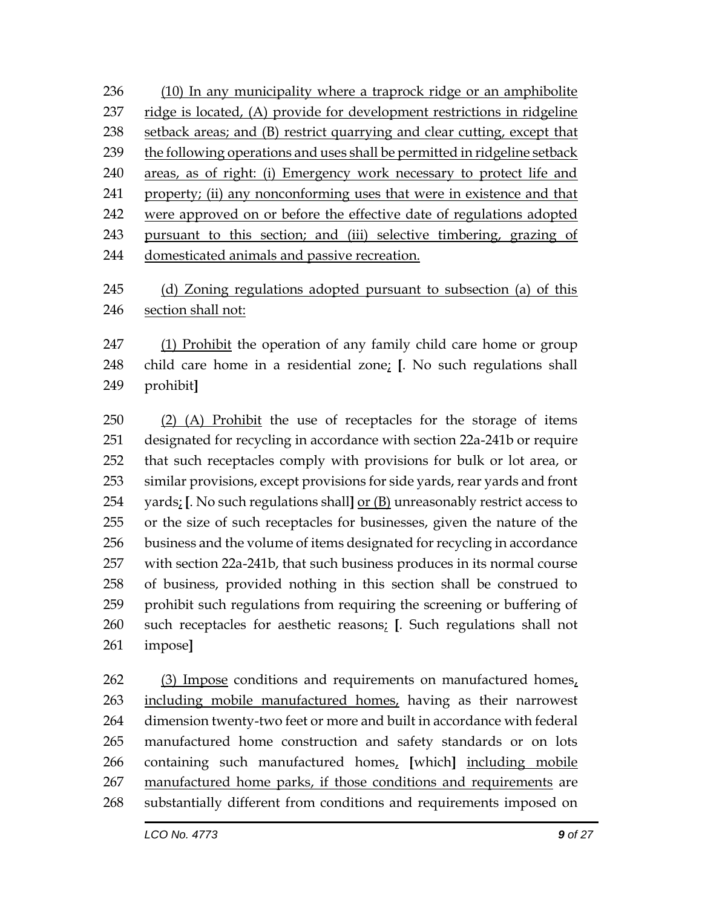236 (10) In any municipality where a traprock ridge or an amphibolite
237 ridge is located, (A) provide for development restrictions in ridgeline
238 setback areas; and (B) restrict quarrying and clear cutting, except that
239 the following operations and uses shall be permitted in ridgeline setback
240 areas, as of right: (i) Emergency work necessary to protect life and
241 property; (ii) any nonconforming uses that were in existence and that
242 were approved on or before the effective date of regulations adopted
243 pursuant to this section; and (iii) selective timbering, grazing of
244 domesticated animals and passive recreation.

245 (d) Zoning regulations adopted pursuant to subsection (a) of this
246 section shall not:

247 (1) Prohibit the operation of any family child care home or group
248 child care home in a residential zone; [. No such regulations shall
249 prohibit]

250 (2) (A) Prohibit the use of receptacles for the storage of items
251 designated for recycling in accordance with section 22a-241b or require
252 that such receptacles comply with provisions for bulk or lot area, or
253 similar provisions, except provisions for side yards, rear yards and front
254 yards; [. No such regulations shall] or (B) unreasonably restrict access to
255 or the size of such receptacles for businesses, given the nature of the
256 business and the volume of items designated for recycling in accordance
257 with section 22a-241b, that such business produces in its normal course
258 of business, provided nothing in this section shall be construed to
259 prohibit such regulations from requiring the screening or buffering of
260 such receptacles for aesthetic reasons; [. Such regulations shall not
261 impose]

262 (3) Impose conditions and requirements on manufactured homes,
263 including mobile manufactured homes, having as their narrowest
264 dimension twenty-two feet or more and built in accordance with federal
265 manufactured home construction and safety standards or on lots
266 containing such manufactured homes, [which] including mobile
267 manufactured home parks, if those conditions and requirements are
268 substantially different from conditions and requirements imposed on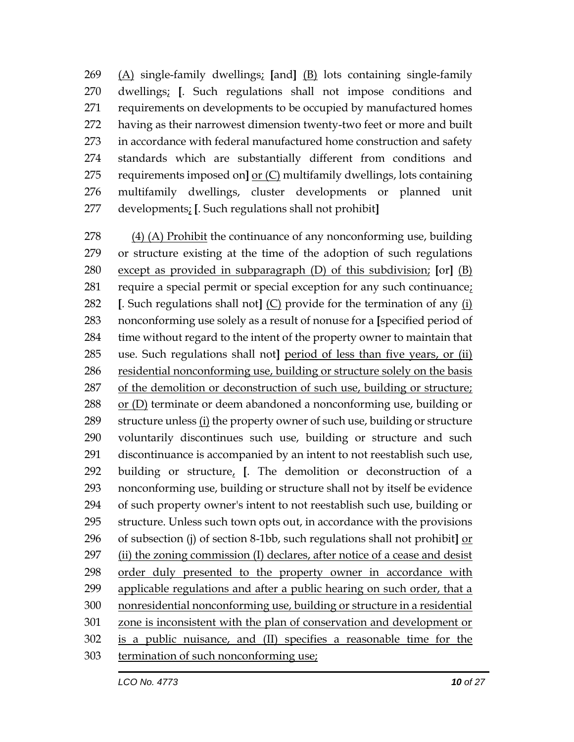269 (A) single-family dwellings; [and] (B) lots containing single-family
270 dwellings; [. Such regulations shall not impose conditions and
271 requirements on developments to be occupied by manufactured homes
272 having as their narrowest dimension twenty-two feet or more and built
273 in accordance with federal manufactured home construction and safety
274 standards which are substantially different from conditions and
275 requirements imposed on] or (C) multifamily dwellings, lots containing
276 multifamily dwellings, cluster developments or planned unit
277 developments; [. Such regulations shall not prohibit]

278 (4) (A) Prohibit the continuance of any nonconforming use, building
279 or structure existing at the time of the adoption of such regulations
280 except as provided in subparagraph (D) of this subdivision; [or] (B)
281 require a special permit or special exception for any such continuance;
282 [. Such regulations shall not] (C) provide for the termination of any (i)
283 nonconforming use solely as a result of nonuse for a [specified period of
284 time without regard to the intent of the property owner to maintain that
285 use. Such regulations shall not] period of less than five years, or (ii)
286 residential nonconforming use, building or structure solely on the basis
287 of the demolition or deconstruction of such use, building or structure;
288 or (D) terminate or deem abandoned a nonconforming use, building or
289 structure unless (i) the property owner of such use, building or structure
290 voluntarily discontinues such use, building or structure and such
291 discontinuance is accompanied by an intent to not reestablish such use,
292 building or structure, [. The demolition or deconstruction of a
293 nonconforming use, building or structure shall not by itself be evidence
294 of such property owner's intent to not reestablish such use, building or
295 structure. Unless such town opts out, in accordance with the provisions
296 of subsection (j) of section 8-1bb, such regulations shall not prohibit] or
297 (ii) the zoning commission (I) declares, after notice of a cease and desist
298 order duly presented to the property owner in accordance with
299 applicable regulations and after a public hearing on such order, that a
300 nonresidential nonconforming use, building or structure in a residential
301 zone is inconsistent with the plan of conservation and development or
302 is a public nuisance, and (II) specifies a reasonable time for the
303 termination of such nonconforming use;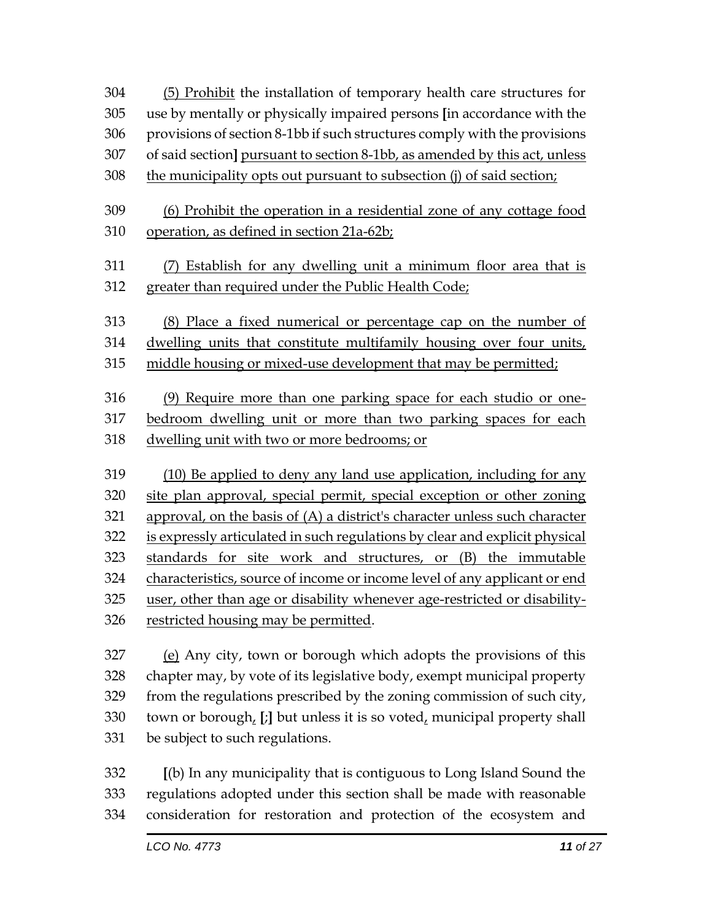(5) Prohibit the installation of temporary health care structures for use by mentally or physically impaired persons [in accordance with the provisions of section 8-1bb if such structures comply with the provisions of said section] pursuant to section 8-1bb, as amended by this act, unless the municipality opts out pursuant to subsection (j) of said section;

(6) Prohibit the operation in a residential zone of any cottage food operation, as defined in section 21a-62b;

(7) Establish for any dwelling unit a minimum floor area that is greater than required under the Public Health Code;

(8) Place a fixed numerical or percentage cap on the number of dwelling units that constitute multifamily housing over four units, middle housing or mixed-use development that may be permitted;

(9) Require more than one parking space for each studio or one-bedroom dwelling unit or more than two parking spaces for each dwelling unit with two or more bedrooms; or

(10) Be applied to deny any land use application, including for any site plan approval, special permit, special exception or other zoning approval, on the basis of (A) a district's character unless such character is expressly articulated in such regulations by clear and explicit physical standards for site work and structures, or (B) the immutable characteristics, source of income or income level of any applicant or end user, other than age or disability whenever age-restricted or disability-restricted housing may be permitted.

(e) Any city, town or borough which adopts the provisions of this chapter may, by vote of its legislative body, exempt municipal property from the regulations prescribed by the zoning commission of such city, town or borough, [;] but unless it is so voted, municipal property shall be subject to such regulations.

[(b) In any municipality that is contiguous to Long Island Sound the regulations adopted under this section shall be made with reasonable consideration for restoration and protection of the ecosystem and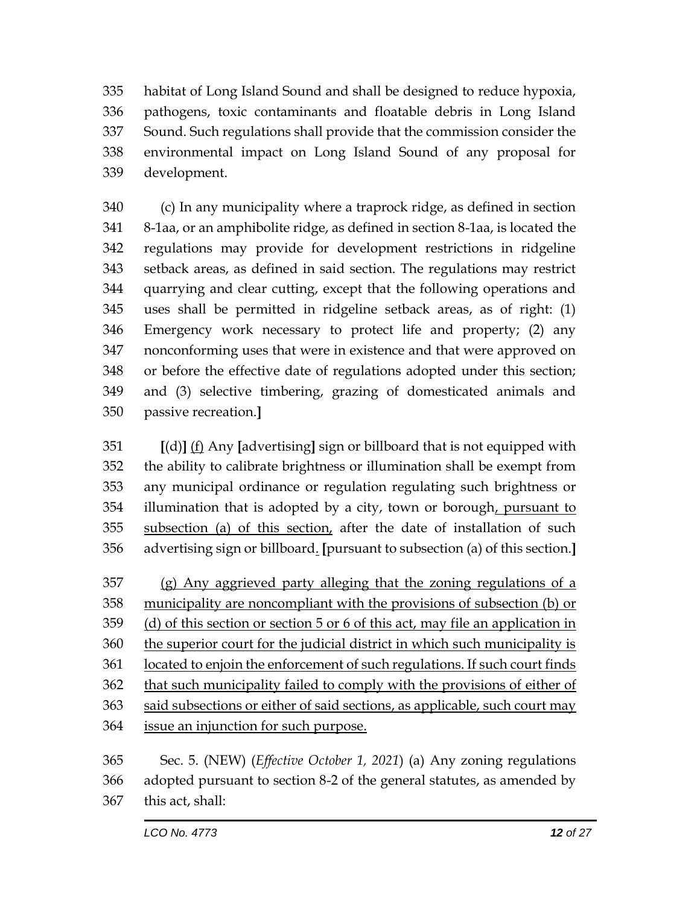335 habitat of Long Island Sound and shall be designed to reduce hypoxia,
336 pathogens, toxic contaminants and floatable debris in Long Island
337 Sound. Such regulations shall provide that the commission consider the
338 environmental impact on Long Island Sound of any proposal for
339 development.

340 (c) In any municipality where a traprock ridge, as defined in section
341 8-1aa, or an amphibolite ridge, as defined in section 8-1aa, is located the
342 regulations may provide for development restrictions in ridgeline
343 setback areas, as defined in said section. The regulations may restrict
344 quarrying and clear cutting, except that the following operations and
345 uses shall be permitted in ridgeline setback areas, as of right: (1)
346 Emergency work necessary to protect life and property; (2) any
347 nonconforming uses that were in existence and that were approved on
348 or before the effective date of regulations adopted under this section;
349 and (3) selective timbering, grazing of domesticated animals and
350 passive recreation.**]**

351 **[**(d)**]** <u>(f)</u> Any **[**advertising**]** sign or billboard that is not equipped with
352 the ability to calibrate brightness or illumination shall be exempt from
353 any municipal ordinance or regulation regulating such brightness or
354 illumination that is adopted by a city, town or borough<u>, pursuant to</u>
355 <u>subsection (a) of this section,</u> after the date of installation of such
356 advertising sign or billboard<u>.</u> **[**pursuant to subsection (a) of this section.**]**

357 <u>(g) Any aggrieved party alleging that the zoning regulations of a</u>
358 <u>municipality are noncompliant with the provisions of subsection (b) or</u>
359 <u>(d) of this section or section 5 or 6 of this act, may file an application in</u>
360 <u>the superior court for the judicial district in which such municipality is</u>
361 <u>located to enjoin the enforcement of such regulations. If such court finds</u>
362 <u>that such municipality failed to comply with the provisions of either of</u>
363 <u>said subsections or either of said sections, as applicable, such court may</u>
364 <u>issue an injunction for such purpose.</u>

365 Sec. 5. (NEW) (*Effective October 1, 2021*) (a) Any zoning regulations
366 adopted pursuant to section 8-2 of the general statutes, as amended by
367 this act, shall: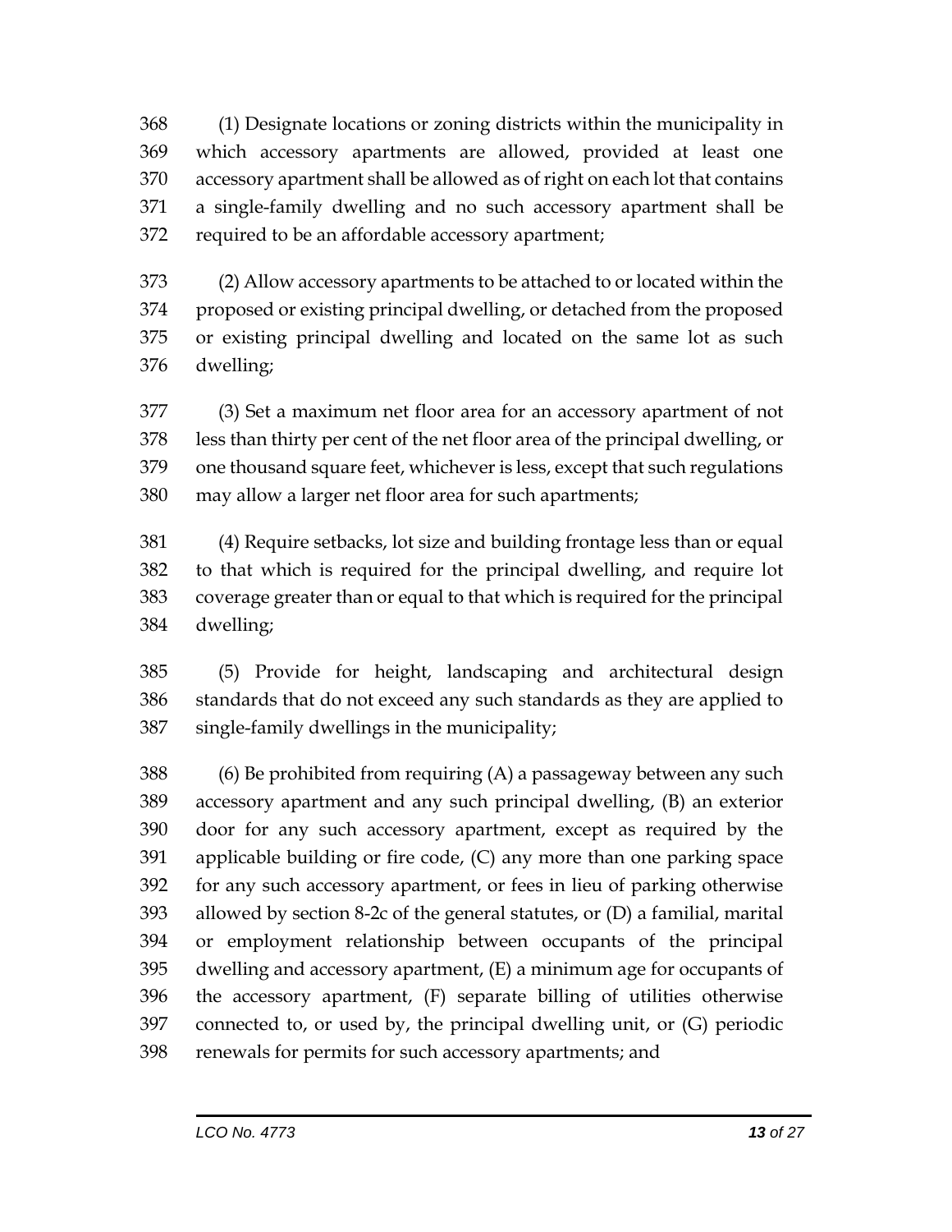(1) Designate locations or zoning districts within the municipality in which accessory apartments are allowed, provided at least one accessory apartment shall be allowed as of right on each lot that contains a single-family dwelling and no such accessory apartment shall be required to be an affordable accessory apartment;

(2) Allow accessory apartments to be attached to or located within the proposed or existing principal dwelling, or detached from the proposed or existing principal dwelling and located on the same lot as such dwelling;

(3) Set a maximum net floor area for an accessory apartment of not less than thirty per cent of the net floor area of the principal dwelling, or one thousand square feet, whichever is less, except that such regulations may allow a larger net floor area for such apartments;

(4) Require setbacks, lot size and building frontage less than or equal to that which is required for the principal dwelling, and require lot coverage greater than or equal to that which is required for the principal dwelling;

(5) Provide for height, landscaping and architectural design standards that do not exceed any such standards as they are applied to single-family dwellings in the municipality;

(6) Be prohibited from requiring (A) a passageway between any such accessory apartment and any such principal dwelling, (B) an exterior door for any such accessory apartment, except as required by the applicable building or fire code, (C) any more than one parking space for any such accessory apartment, or fees in lieu of parking otherwise allowed by section 8-2c of the general statutes, or (D) a familial, marital or employment relationship between occupants of the principal dwelling and accessory apartment, (E) a minimum age for occupants of the accessory apartment, (F) separate billing of utilities otherwise connected to, or used by, the principal dwelling unit, or (G) periodic renewals for permits for such accessory apartments; and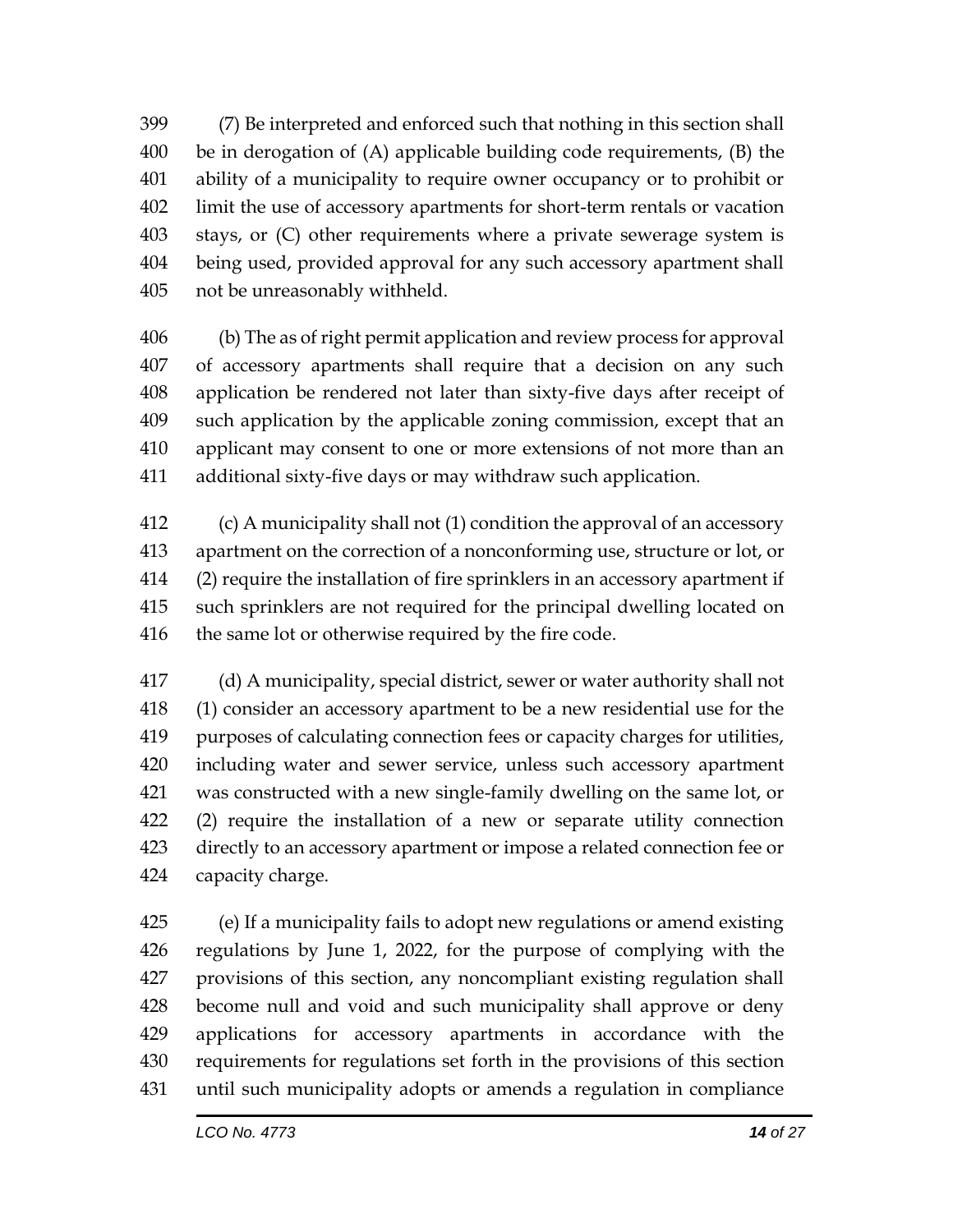(7) Be interpreted and enforced such that nothing in this section shall be in derogation of (A) applicable building code requirements, (B) the ability of a municipality to require owner occupancy or to prohibit or limit the use of accessory apartments for short-term rentals or vacation stays, or (C) other requirements where a private sewerage system is being used, provided approval for any such accessory apartment shall not be unreasonably withheld.

(b) The as of right permit application and review process for approval of accessory apartments shall require that a decision on any such application be rendered not later than sixty-five days after receipt of such application by the applicable zoning commission, except that an applicant may consent to one or more extensions of not more than an additional sixty-five days or may withdraw such application.

(c) A municipality shall not (1) condition the approval of an accessory apartment on the correction of a nonconforming use, structure or lot, or (2) require the installation of fire sprinklers in an accessory apartment if such sprinklers are not required for the principal dwelling located on the same lot or otherwise required by the fire code.

(d) A municipality, special district, sewer or water authority shall not (1) consider an accessory apartment to be a new residential use for the purposes of calculating connection fees or capacity charges for utilities, including water and sewer service, unless such accessory apartment was constructed with a new single-family dwelling on the same lot, or (2) require the installation of a new or separate utility connection directly to an accessory apartment or impose a related connection fee or capacity charge.

(e) If a municipality fails to adopt new regulations or amend existing regulations by June 1, 2022, for the purpose of complying with the provisions of this section, any noncompliant existing regulation shall become null and void and such municipality shall approve or deny applications for accessory apartments in accordance with the requirements for regulations set forth in the provisions of this section until such municipality adopts or amends a regulation in compliance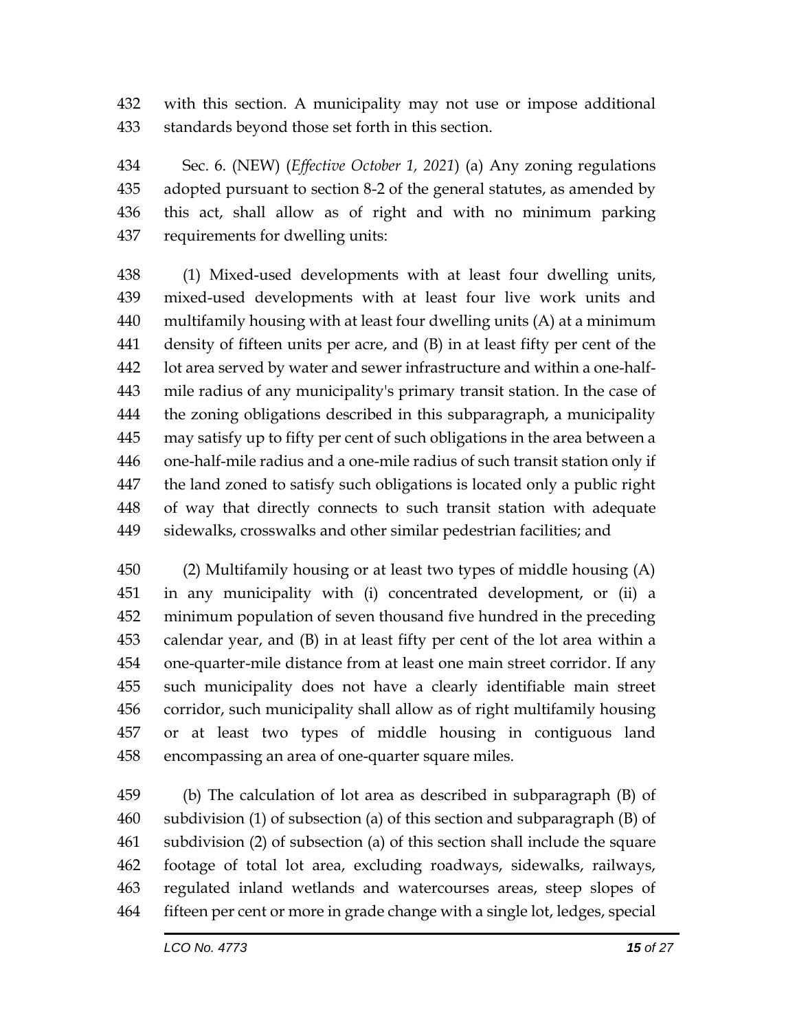with this section. A municipality may not use or impose additional standards beyond those set forth in this section.

Sec. 6. (NEW) (*Effective October 1, 2021*) (a) Any zoning regulations adopted pursuant to section 8-2 of the general statutes, as amended by this act, shall allow as of right and with no minimum parking requirements for dwelling units:

(1) Mixed-used developments with at least four dwelling units, mixed-used developments with at least four live work units and multifamily housing with at least four dwelling units (A) at a minimum density of fifteen units per acre, and (B) in at least fifty per cent of the lot area served by water and sewer infrastructure and within a one-half-mile radius of any municipality's primary transit station. In the case of the zoning obligations described in this subparagraph, a municipality may satisfy up to fifty per cent of such obligations in the area between a one-half-mile radius and a one-mile radius of such transit station only if the land zoned to satisfy such obligations is located only a public right of way that directly connects to such transit station with adequate sidewalks, crosswalks and other similar pedestrian facilities; and

(2) Multifamily housing or at least two types of middle housing (A) in any municipality with (i) concentrated development, or (ii) a minimum population of seven thousand five hundred in the preceding calendar year, and (B) in at least fifty per cent of the lot area within a one-quarter-mile distance from at least one main street corridor. If any such municipality does not have a clearly identifiable main street corridor, such municipality shall allow as of right multifamily housing or at least two types of middle housing in contiguous land encompassing an area of one-quarter square miles.

(b) The calculation of lot area as described in subparagraph (B) of subdivision (1) of subsection (a) of this section and subparagraph (B) of subdivision (2) of subsection (a) of this section shall include the square footage of total lot area, excluding roadways, sidewalks, railways, regulated inland wetlands and watercourses areas, steep slopes of fifteen per cent or more in grade change with a single lot, ledges, special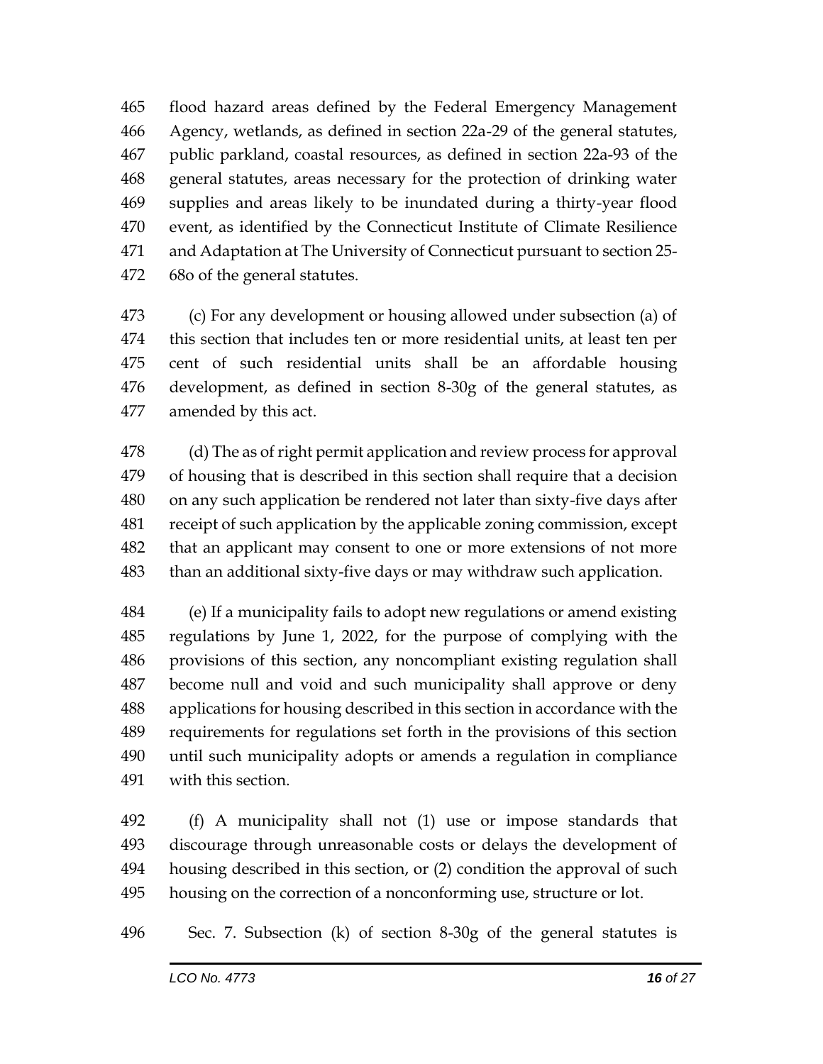465 flood hazard areas defined by the Federal Emergency Management
466 Agency, wetlands, as defined in section 22a-29 of the general statutes,
467 public parkland, coastal resources, as defined in section 22a-93 of the
468 general statutes, areas necessary for the protection of drinking water
469 supplies and areas likely to be inundated during a thirty-year flood
470 event, as identified by the Connecticut Institute of Climate Resilience
471 and Adaptation at The University of Connecticut pursuant to section 25-
472 68o of the general statutes.

473 (c) For any development or housing allowed under subsection (a) of
474 this section that includes ten or more residential units, at least ten per
475 cent of such residential units shall be an affordable housing
476 development, as defined in section 8-30g of the general statutes, as
477 amended by this act.

478 (d) The as of right permit application and review process for approval
479 of housing that is described in this section shall require that a decision
480 on any such application be rendered not later than sixty-five days after
481 receipt of such application by the applicable zoning commission, except
482 that an applicant may consent to one or more extensions of not more
483 than an additional sixty-five days or may withdraw such application.

484 (e) If a municipality fails to adopt new regulations or amend existing
485 regulations by June 1, 2022, for the purpose of complying with the
486 provisions of this section, any noncompliant existing regulation shall
487 become null and void and such municipality shall approve or deny
488 applications for housing described in this section in accordance with the
489 requirements for regulations set forth in the provisions of this section
490 until such municipality adopts or amends a regulation in compliance
491 with this section.

492 (f) A municipality shall not (1) use or impose standards that
493 discourage through unreasonable costs or delays the development of
494 housing described in this section, or (2) condition the approval of such
495 housing on the correction of a nonconforming use, structure or lot.

496 Sec. 7. Subsection (k) of section 8-30g of the general statutes is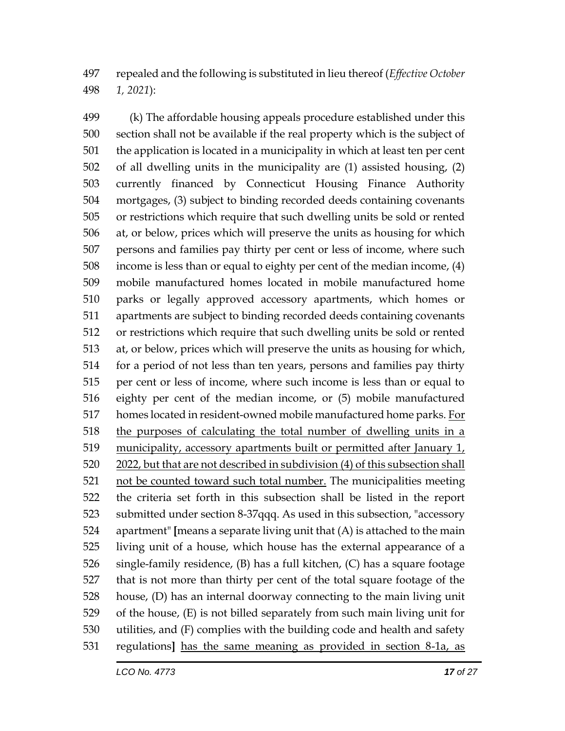497 repealed and the following is substituted in lieu thereof (*Effective October*
498 *1, 2021*):

499 (k) The affordable housing appeals procedure established under this
500 section shall not be available if the real property which is the subject of
501 the application is located in a municipality in which at least ten per cent
502 of all dwelling units in the municipality are (1) assisted housing, (2)
503 currently financed by Connecticut Housing Finance Authority
504 mortgages, (3) subject to binding recorded deeds containing covenants
505 or restrictions which require that such dwelling units be sold or rented
506 at, or below, prices which will preserve the units as housing for which
507 persons and families pay thirty per cent or less of income, where such
508 income is less than or equal to eighty per cent of the median income, (4)
509 mobile manufactured homes located in mobile manufactured home
510 parks or legally approved accessory apartments, which homes or
511 apartments are subject to binding recorded deeds containing covenants
512 or restrictions which require that such dwelling units be sold or rented
513 at, or below, prices which will preserve the units as housing for which,
514 for a period of not less than ten years, persons and families pay thirty
515 per cent or less of income, where such income is less than or equal to
516 eighty per cent of the median income, or (5) mobile manufactured
517 homes located in resident-owned mobile manufactured home parks. <u>For</u>
518 <u>the purposes of calculating the total number of dwelling units in a</u>
519 <u>municipality, accessory apartments built or permitted after January 1,</u>
520 <u>2022, but that are not described in subdivision (4) of this subsection shall</u>
521 <u>not be counted toward such total number.</u> The municipalities meeting
522 the criteria set forth in this subsection shall be listed in the report
523 submitted under section 8-37qqq. As used in this subsection, "accessory
524 apartment" **[**means a separate living unit that (A) is attached to the main
525 living unit of a house, which house has the external appearance of a
526 single-family residence, (B) has a full kitchen, (C) has a square footage
527 that is not more than thirty per cent of the total square footage of the
528 house, (D) has an internal doorway connecting to the main living unit
529 of the house, (E) is not billed separately from such main living unit for
530 utilities, and (F) complies with the building code and health and safety
531 regulations**]** <u>has the same meaning as provided in section 8-1a, as</u>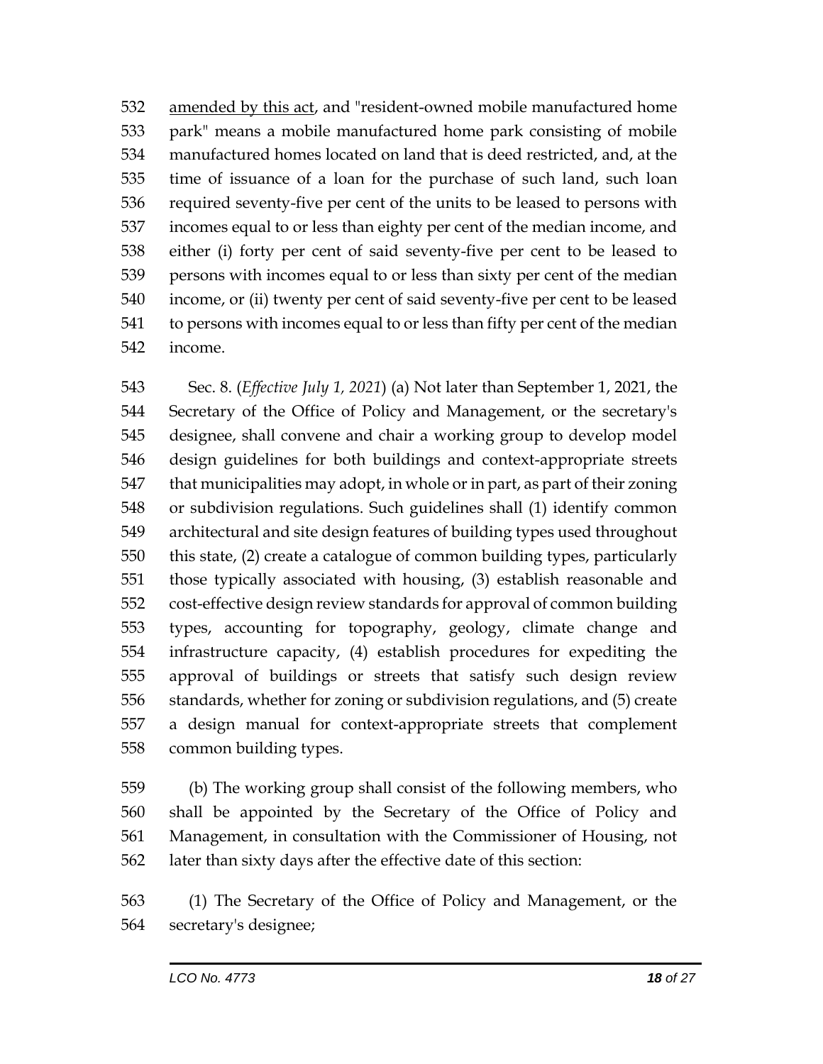amended by this act, and "resident-owned mobile manufactured home park" means a mobile manufactured home park consisting of mobile manufactured homes located on land that is deed restricted, and, at the time of issuance of a loan for the purchase of such land, such loan required seventy-five per cent of the units to be leased to persons with incomes equal to or less than eighty per cent of the median income, and either (i) forty per cent of said seventy-five per cent to be leased to persons with incomes equal to or less than sixty per cent of the median income, or (ii) twenty per cent of said seventy-five per cent to be leased to persons with incomes equal to or less than fifty per cent of the median income.

Sec. 8. (*Effective July 1, 2021*) (a) Not later than September 1, 2021, the Secretary of the Office of Policy and Management, or the secretary's designee, shall convene and chair a working group to develop model design guidelines for both buildings and context-appropriate streets that municipalities may adopt, in whole or in part, as part of their zoning or subdivision regulations. Such guidelines shall (1) identify common architectural and site design features of building types used throughout this state, (2) create a catalogue of common building types, particularly those typically associated with housing, (3) establish reasonable and cost-effective design review standards for approval of common building types, accounting for topography, geology, climate change and infrastructure capacity, (4) establish procedures for expediting the approval of buildings or streets that satisfy such design review standards, whether for zoning or subdivision regulations, and (5) create a design manual for context-appropriate streets that complement common building types.

(b) The working group shall consist of the following members, who shall be appointed by the Secretary of the Office of Policy and Management, in consultation with the Commissioner of Housing, not later than sixty days after the effective date of this section:

(1) The Secretary of the Office of Policy and Management, or the secretary's designee;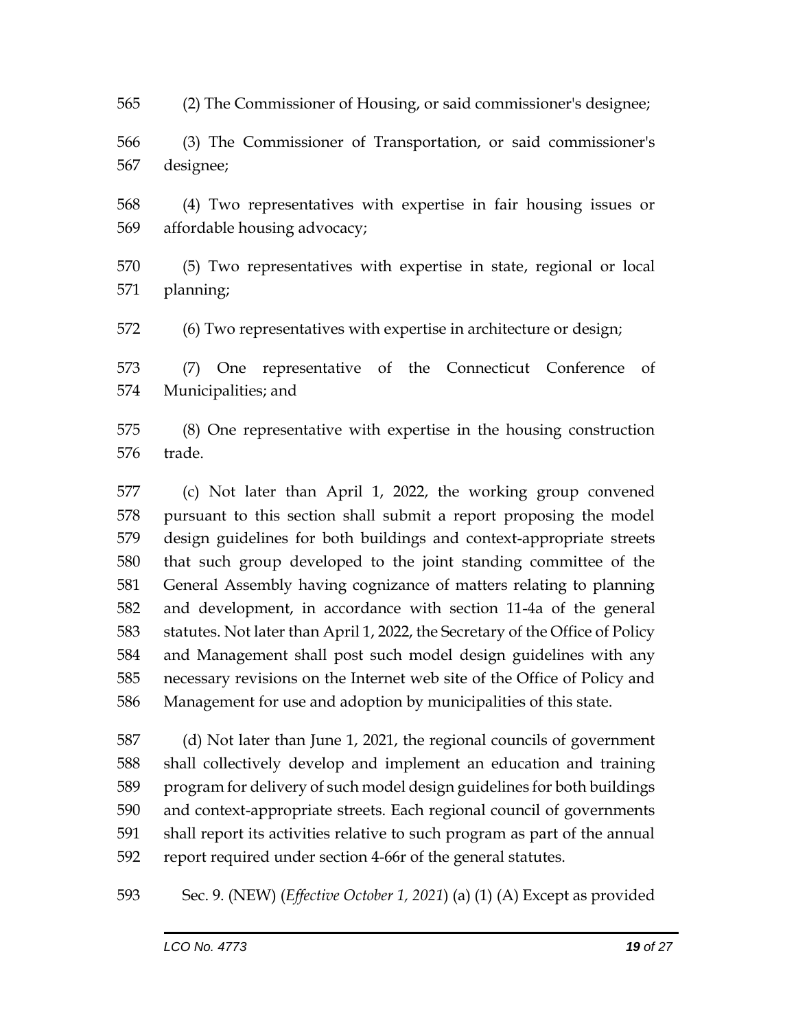(2) The Commissioner of Housing, or said commissioner's designee;

(3) The Commissioner of Transportation, or said commissioner's designee;

(4) Two representatives with expertise in fair housing issues or affordable housing advocacy;

(5) Two representatives with expertise in state, regional or local planning;

(6) Two representatives with expertise in architecture or design;

(7) One representative of the Connecticut Conference of Municipalities; and

(8) One representative with expertise in the housing construction trade.

(c) Not later than April 1, 2022, the working group convened pursuant to this section shall submit a report proposing the model design guidelines for both buildings and context-appropriate streets that such group developed to the joint standing committee of the General Assembly having cognizance of matters relating to planning and development, in accordance with section 11-4a of the general statutes. Not later than April 1, 2022, the Secretary of the Office of Policy and Management shall post such model design guidelines with any necessary revisions on the Internet web site of the Office of Policy and Management for use and adoption by municipalities of this state.

(d) Not later than June 1, 2021, the regional councils of government shall collectively develop and implement an education and training program for delivery of such model design guidelines for both buildings and context-appropriate streets. Each regional council of governments shall report its activities relative to such program as part of the annual report required under section 4-66r of the general statutes.

Sec. 9. (NEW) (*Effective October 1, 2021*) (a) (1) (A) Except as provided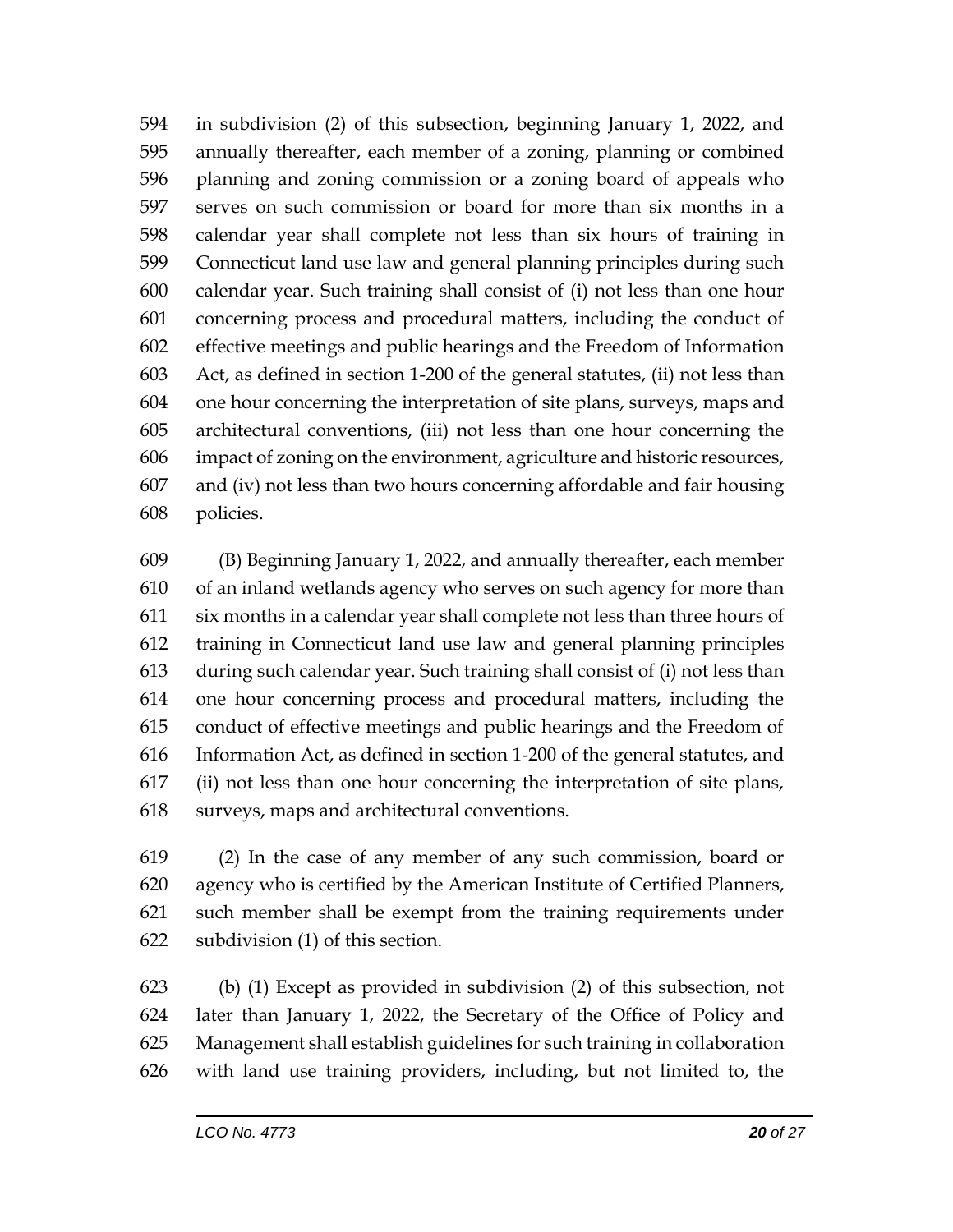in subdivision (2) of this subsection, beginning January 1, 2022, and annually thereafter, each member of a zoning, planning or combined planning and zoning commission or a zoning board of appeals who serves on such commission or board for more than six months in a calendar year shall complete not less than six hours of training in Connecticut land use law and general planning principles during such calendar year. Such training shall consist of (i) not less than one hour concerning process and procedural matters, including the conduct of effective meetings and public hearings and the Freedom of Information Act, as defined in section 1-200 of the general statutes, (ii) not less than one hour concerning the interpretation of site plans, surveys, maps and architectural conventions, (iii) not less than one hour concerning the impact of zoning on the environment, agriculture and historic resources, and (iv) not less than two hours concerning affordable and fair housing policies.

(B) Beginning January 1, 2022, and annually thereafter, each member of an inland wetlands agency who serves on such agency for more than six months in a calendar year shall complete not less than three hours of training in Connecticut land use law and general planning principles during such calendar year. Such training shall consist of (i) not less than one hour concerning process and procedural matters, including the conduct of effective meetings and public hearings and the Freedom of Information Act, as defined in section 1-200 of the general statutes, and (ii) not less than one hour concerning the interpretation of site plans, surveys, maps and architectural conventions.

(2) In the case of any member of any such commission, board or agency who is certified by the American Institute of Certified Planners, such member shall be exempt from the training requirements under subdivision (1) of this section.

(b) (1) Except as provided in subdivision (2) of this subsection, not later than January 1, 2022, the Secretary of the Office of Policy and Management shall establish guidelines for such training in collaboration with land use training providers, including, but not limited to, the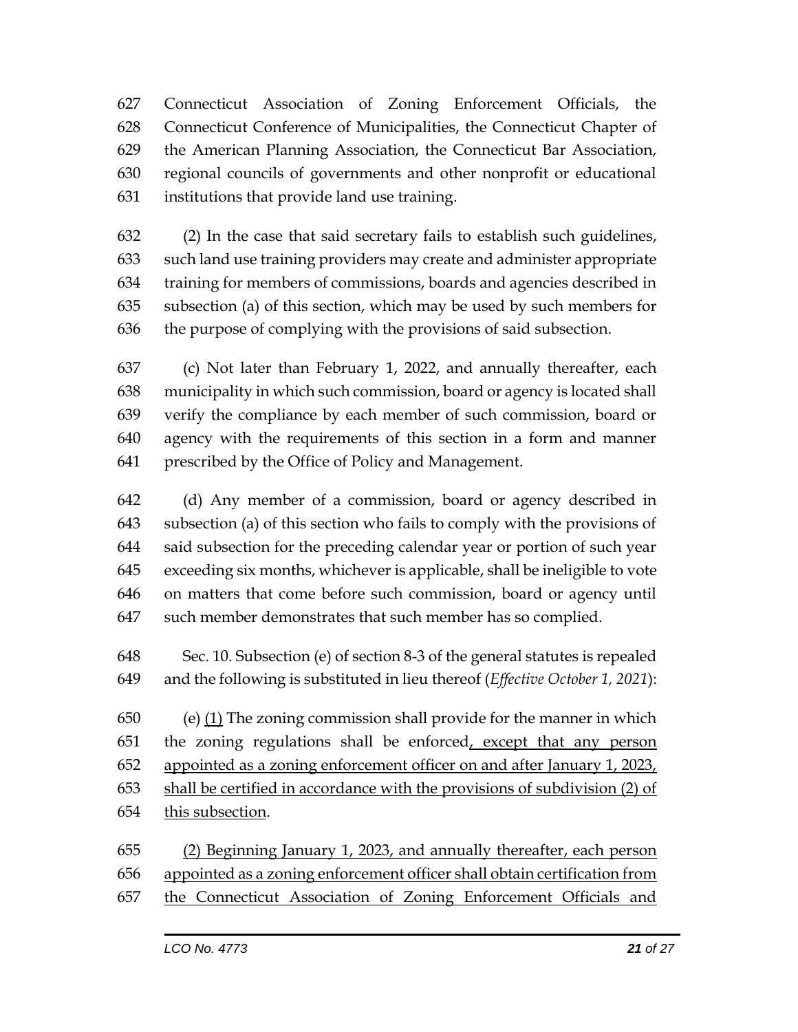Connecticut Association of Zoning Enforcement Officials, the Connecticut Conference of Municipalities, the Connecticut Chapter of the American Planning Association, the Connecticut Bar Association, regional councils of governments and other nonprofit or educational institutions that provide land use training.

(2) In the case that said secretary fails to establish such guidelines, such land use training providers may create and administer appropriate training for members of commissions, boards and agencies described in subsection (a) of this section, which may be used by such members for the purpose of complying with the provisions of said subsection.

(c) Not later than February 1, 2022, and annually thereafter, each municipality in which such commission, board or agency is located shall verify the compliance by each member of such commission, board or agency with the requirements of this section in a form and manner prescribed by the Office of Policy and Management.

(d) Any member of a commission, board or agency described in subsection (a) of this section who fails to comply with the provisions of said subsection for the preceding calendar year or portion of such year exceeding six months, whichever is applicable, shall be ineligible to vote on matters that come before such commission, board or agency until such member demonstrates that such member has so complied.

Sec. 10. Subsection (e) of section 8-3 of the general statutes is repealed and the following is substituted in lieu thereof (*Effective October 1, 2021*):

(e) <u>(1)</u> The zoning commission shall provide for the manner in which the zoning regulations shall be enforced<u>, except that any person appointed as a zoning enforcement officer on and after January 1, 2023, shall be certified in accordance with the provisions of subdivision (2) of this subsection</u>.

<u>(2) Beginning January 1, 2023, and annually thereafter, each person appointed as a zoning enforcement officer shall obtain certification from the Connecticut Association of Zoning Enforcement Officials and</u>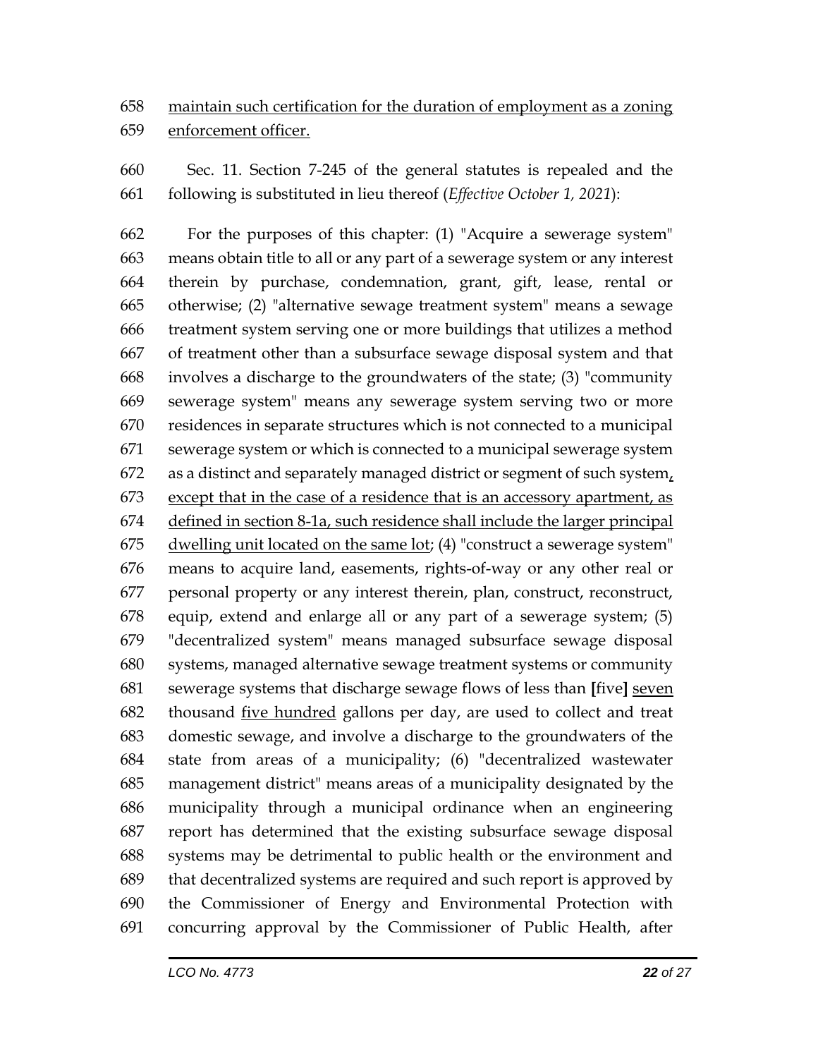658 maintain such certification for the duration of employment as a zoning
659 enforcement officer.

660 Sec. 11. Section 7-245 of the general statutes is repealed and the
661 following is substituted in lieu thereof (*Effective October 1, 2021*):

662 For the purposes of this chapter: (1) "Acquire a sewerage system"
663 means obtain title to all or any part of a sewerage system or any interest
664 therein by purchase, condemnation, grant, gift, lease, rental or
665 otherwise; (2) "alternative sewage treatment system" means a sewage
666 treatment system serving one or more buildings that utilizes a method
667 of treatment other than a subsurface sewage disposal system and that
668 involves a discharge to the groundwaters of the state; (3) "community
669 sewerage system" means any sewerage system serving two or more
670 residences in separate structures which is not connected to a municipal
671 sewerage system or which is connected to a municipal sewerage system
672 as a distinct and separately managed district or segment of such system,
673 except that in the case of a residence that is an accessory apartment, as
674 defined in section 8-1a, such residence shall include the larger principal
675 dwelling unit located on the same lot; (4) "construct a sewerage system"
676 means to acquire land, easements, rights-of-way or any other real or
677 personal property or any interest therein, plan, construct, reconstruct,
678 equip, extend and enlarge all or any part of a sewerage system; (5)
679 "decentralized system" means managed subsurface sewage disposal
680 systems, managed alternative sewage treatment systems or community
681 sewerage systems that discharge sewage flows of less than **[**five**]** seven
682 thousand five hundred gallons per day, are used to collect and treat
683 domestic sewage, and involve a discharge to the groundwaters of the
684 state from areas of a municipality; (6) "decentralized wastewater
685 management district" means areas of a municipality designated by the
686 municipality through a municipal ordinance when an engineering
687 report has determined that the existing subsurface sewage disposal
688 systems may be detrimental to public health or the environment and
689 that decentralized systems are required and such report is approved by
690 the Commissioner of Energy and Environmental Protection with
691 concurring approval by the Commissioner of Public Health, after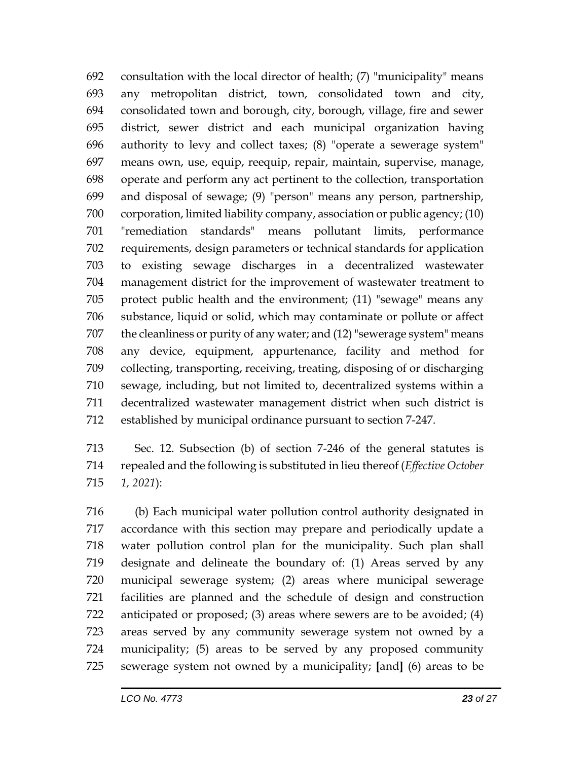692 consultation with the local director of health; (7) "municipality" means
693 any metropolitan district, town, consolidated town and city,
694 consolidated town and borough, city, borough, village, fire and sewer
695 district, sewer district and each municipal organization having
696 authority to levy and collect taxes; (8) "operate a sewerage system"
697 means own, use, equip, reequip, repair, maintain, supervise, manage,
698 operate and perform any act pertinent to the collection, transportation
699 and disposal of sewage; (9) "person" means any person, partnership,
700 corporation, limited liability company, association or public agency; (10)
701 "remediation standards" means pollutant limits, performance
702 requirements, design parameters or technical standards for application
703 to existing sewage discharges in a decentralized wastewater
704 management district for the improvement of wastewater treatment to
705 protect public health and the environment; (11) "sewage" means any
706 substance, liquid or solid, which may contaminate or pollute or affect
707 the cleanliness or purity of any water; and (12) "sewerage system" means
708 any device, equipment, appurtenance, facility and method for
709 collecting, transporting, receiving, treating, disposing of or discharging
710 sewage, including, but not limited to, decentralized systems within a
711 decentralized wastewater management district when such district is
712 established by municipal ordinance pursuant to section 7-247.

713 Sec. 12. Subsection (b) of section 7-246 of the general statutes is
714 repealed and the following is substituted in lieu thereof (*Effective October*
715 *1, 2021*):

716 (b) Each municipal water pollution control authority designated in
717 accordance with this section may prepare and periodically update a
718 water pollution control plan for the municipality. Such plan shall
719 designate and delineate the boundary of: (1) Areas served by any
720 municipal sewerage system; (2) areas where municipal sewerage
721 facilities are planned and the schedule of design and construction
722 anticipated or proposed; (3) areas where sewers are to be avoided; (4)
723 areas served by any community sewerage system not owned by a
724 municipality; (5) areas to be served by any proposed community
725 sewerage system not owned by a municipality; **[**and**]** (6) areas to be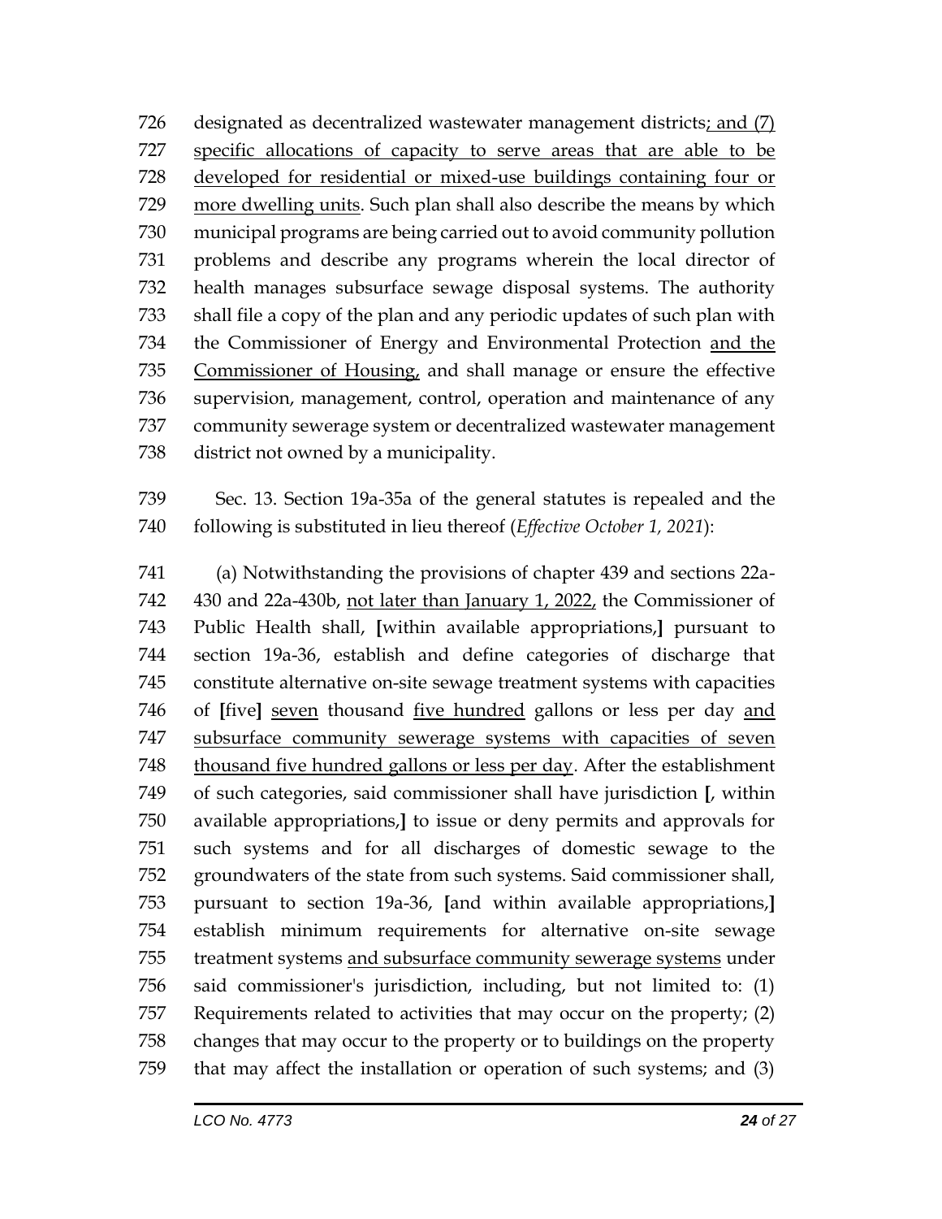726 designated as decentralized wastewater management districts<u>; and (7)</u>
727 <u>specific allocations of capacity to serve areas that are able to be</u>
728 <u>developed for residential or mixed-use buildings containing four or</u>
729 <u>more dwelling units</u>. Such plan shall also describe the means by which
730 municipal programs are being carried out to avoid community pollution
731 problems and describe any programs wherein the local director of
732 health manages subsurface sewage disposal systems. The authority
733 shall file a copy of the plan and any periodic updates of such plan with
734 the Commissioner of Energy and Environmental Protection <u>and the</u>
735 <u>Commissioner of Housing</u>, and shall manage or ensure the effective
736 supervision, management, control, operation and maintenance of any
737 community sewerage system or decentralized wastewater management
738 district not owned by a municipality.

739 Sec. 13. Section 19a-35a of the general statutes is repealed and the
740 following is substituted in lieu thereof (*Effective October 1, 2021*):

741 (a) Notwithstanding the provisions of chapter 439 and sections 22a-
742 430 and 22a-430b, <u>not later than January 1, 2022,</u> the Commissioner of
743 Public Health shall, **[**within available appropriations,**]** pursuant to
744 section 19a-36, establish and define categories of discharge that
745 constitute alternative on-site sewage treatment systems with capacities
746 of **[**five**]** <u>seven</u> thousand <u>five hundred</u> gallons or less per day <u>and</u>
747 <u>subsurface community sewerage systems with capacities of seven</u>
748 <u>thousand five hundred gallons or less per day</u>. After the establishment
749 of such categories, said commissioner shall have jurisdiction **[**, within
750 available appropriations,**]** to issue or deny permits and approvals for
751 such systems and for all discharges of domestic sewage to the
752 groundwaters of the state from such systems. Said commissioner shall,
753 pursuant to section 19a-36, **[**and within available appropriations,**]**
754 establish minimum requirements for alternative on-site sewage
755 treatment systems <u>and subsurface community sewerage systems</u> under
756 said commissioner's jurisdiction, including, but not limited to: (1)
757 Requirements related to activities that may occur on the property; (2)
758 changes that may occur to the property or to buildings on the property
759 that may affect the installation or operation of such systems; and (3)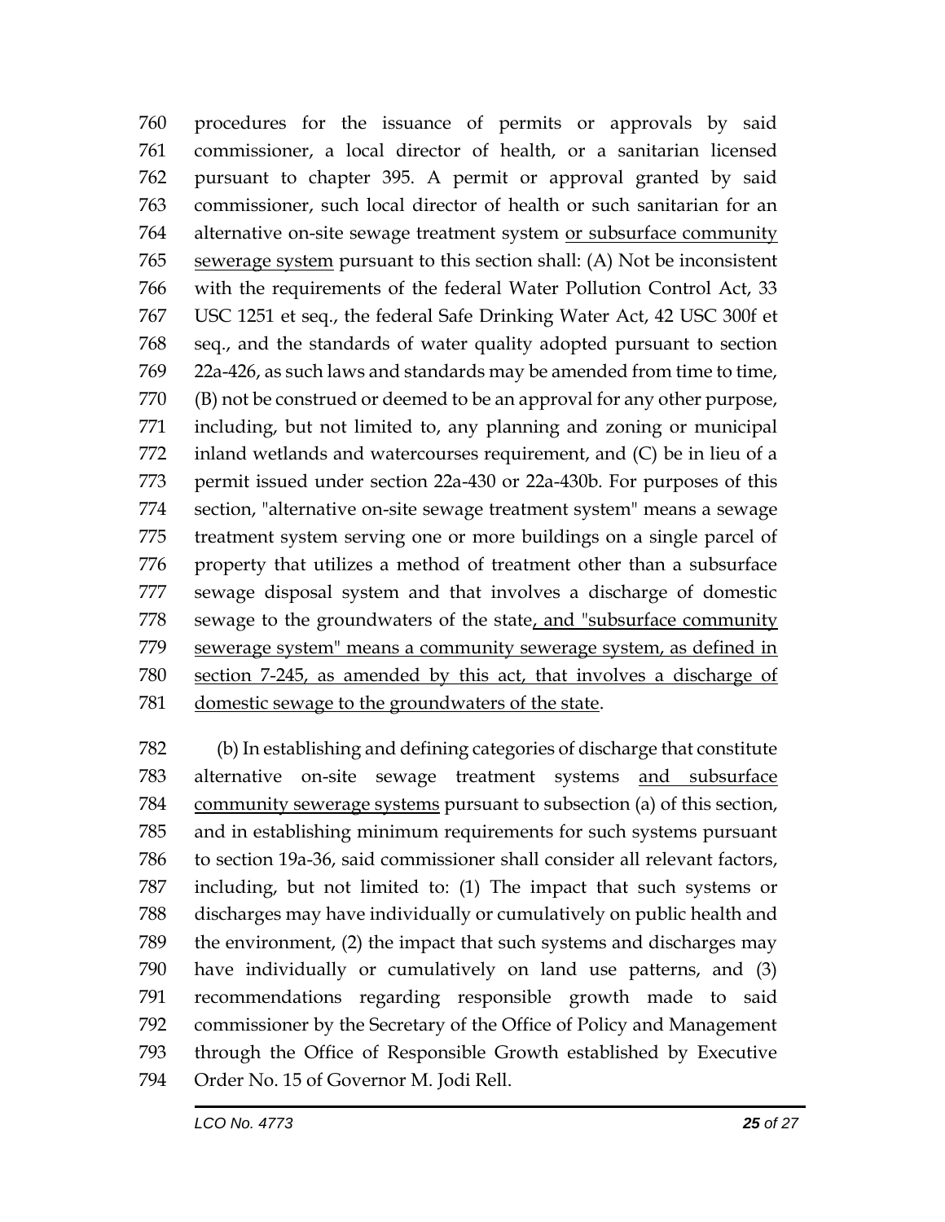760 procedures for the issuance of permits or approvals by said
761 commissioner, a local director of health, or a sanitarian licensed
762 pursuant to chapter 395. A permit or approval granted by said
763 commissioner, such local director of health or such sanitarian for an
764 alternative on-site sewage treatment system <u>or subsurface community</u>
765 <u>sewerage system</u> pursuant to this section shall: (A) Not be inconsistent
766 with the requirements of the federal Water Pollution Control Act, 33
767 USC 1251 et seq., the federal Safe Drinking Water Act, 42 USC 300f et
768 seq., and the standards of water quality adopted pursuant to section
769 22a-426, as such laws and standards may be amended from time to time,
770 (B) not be construed or deemed to be an approval for any other purpose,
771 including, but not limited to, any planning and zoning or municipal
772 inland wetlands and watercourses requirement, and (C) be in lieu of a
773 permit issued under section 22a-430 or 22a-430b. For purposes of this
774 section, "alternative on-site sewage treatment system" means a sewage
775 treatment system serving one or more buildings on a single parcel of
776 property that utilizes a method of treatment other than a subsurface
777 sewage disposal system and that involves a discharge of domestic
778 sewage to the groundwaters of the state<u>, and "subsurface community</u>
779 <u>sewerage system" means a community sewerage system, as defined in</u>
780 <u>section 7-245, as amended by this act, that involves a discharge of</u>
781 <u>domestic sewage to the groundwaters of the state</u>.

782 (b) In establishing and defining categories of discharge that constitute
783 alternative on-site sewage treatment systems <u>and subsurface</u>
784 <u>community sewerage systems</u> pursuant to subsection (a) of this section,
785 and in establishing minimum requirements for such systems pursuant
786 to section 19a-36, said commissioner shall consider all relevant factors,
787 including, but not limited to: (1) The impact that such systems or
788 discharges may have individually or cumulatively on public health and
789 the environment, (2) the impact that such systems and discharges may
790 have individually or cumulatively on land use patterns, and (3)
791 recommendations regarding responsible growth made to said
792 commissioner by the Secretary of the Office of Policy and Management
793 through the Office of Responsible Growth established by Executive
794 Order No. 15 of Governor M. Jodi Rell.

*LCO No. 4773*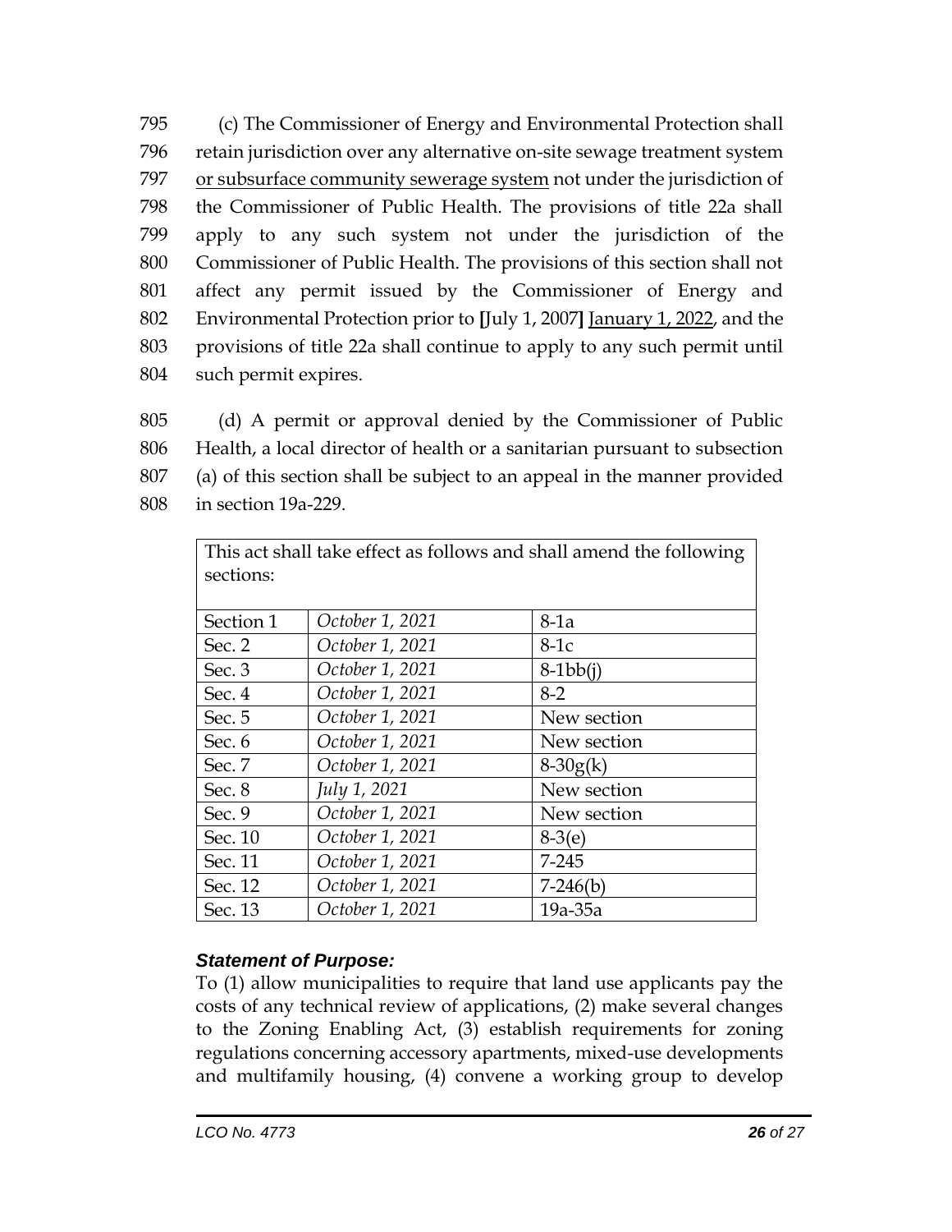795 (c) The Commissioner of Energy and Environmental Protection shall
796 retain jurisdiction over any alternative on-site sewage treatment system
797 <u>or subsurface community sewerage system</u> not under the jurisdiction of
798 the Commissioner of Public Health. The provisions of title 22a shall
799 apply to any such system not under the jurisdiction of the
800 Commissioner of Public Health. The provisions of this section shall not
801 affect any permit issued by the Commissioner of Energy and
802 Environmental Protection prior to **[**July 1, 2007**]** <u>January 1, 2022</u>, and the
803 provisions of title 22a shall continue to apply to any such permit until
804 such permit expires.

805 (d) A permit or approval denied by the Commissioner of Public
806 Health, a local director of health or a sanitarian pursuant to subsection
807 (a) of this section shall be subject to an appeal in the manner provided
808 in section 19a-229.

This act shall take effect as follows and shall amend the following sections:

| | | |
|---|---|---|
| Section 1 | *October 1, 2021* | 8-1a |
| Sec. 2 | *October 1, 2021* | 8-1c |
| Sec. 3 | *October 1, 2021* | 8-1bb(j) |
| Sec. 4 | *October 1, 2021* | 8-2 |
| Sec. 5 | *October 1, 2021* | New section |
| Sec. 6 | *October 1, 2021* | New section |
| Sec. 7 | *October 1, 2021* | 8-30g(k) |
| Sec. 8 | *July 1, 2021* | New section |
| Sec. 9 | *October 1, 2021* | New section |
| Sec. 10 | *October 1, 2021* | 8-3(e) |
| Sec. 11 | *October 1, 2021* | 7-245 |
| Sec. 12 | *October 1, 2021* | 7-246(b) |
| Sec. 13 | *October 1, 2021* | 19a-35a |

***Statement of Purpose:***

To (1) allow municipalities to require that land use applicants pay the costs of any technical review of applications, (2) make several changes to the Zoning Enabling Act, (3) establish requirements for zoning regulations concerning accessory apartments, mixed-use developments and multifamily housing, (4) convene a working group to develop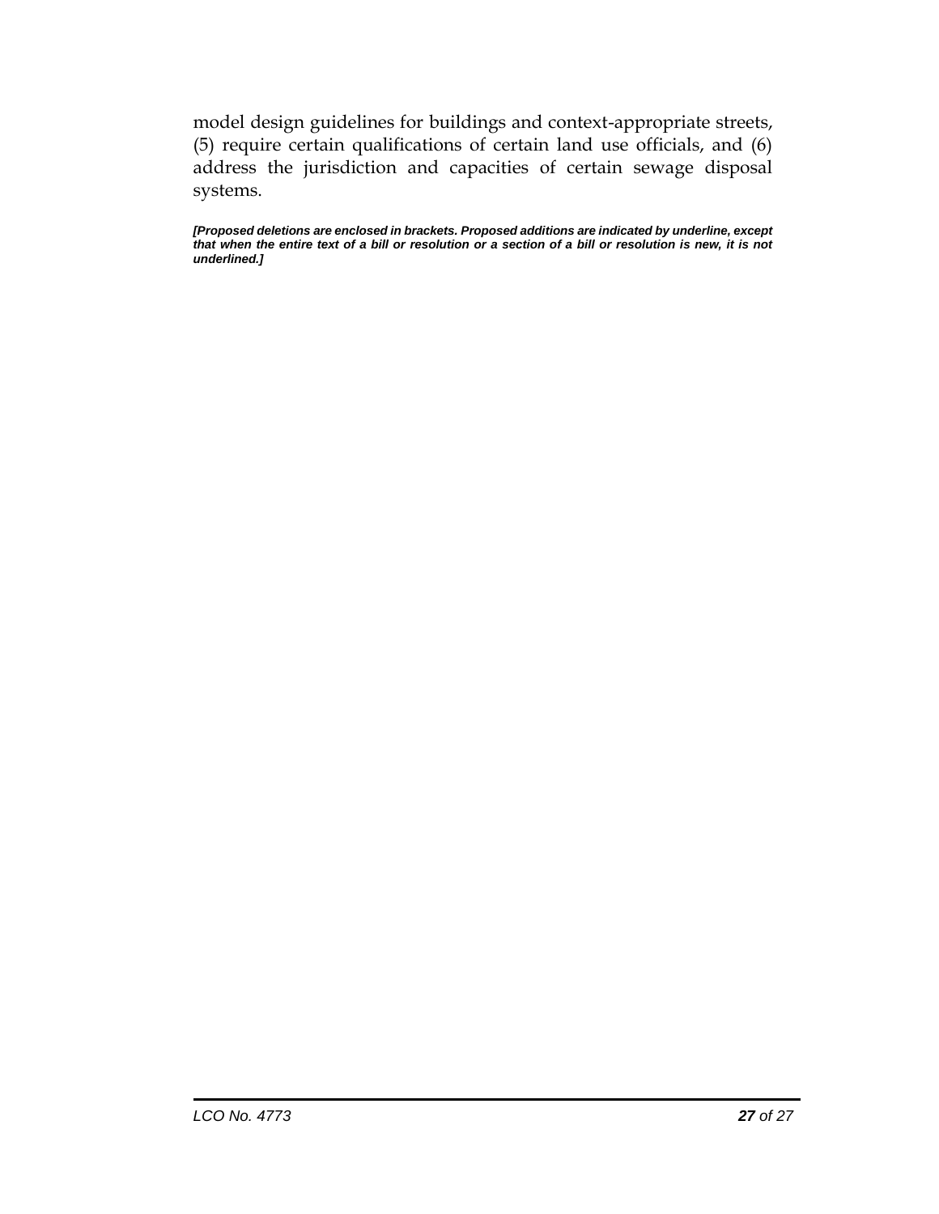model design guidelines for buildings and context-appropriate streets, (5) require certain qualifications of certain land use officials, and (6) address the jurisdiction and capacities of certain sewage disposal systems.

***[Proposed deletions are enclosed in brackets. Proposed additions are indicated by underline, except that when the entire text of a bill or resolution or a section of a bill or resolution is new, it is not underlined.]***